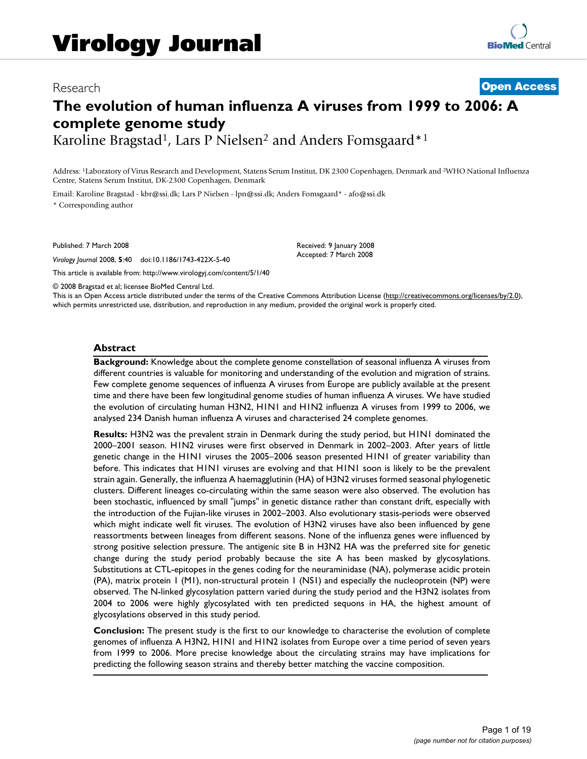# Virology Journal

Research **Open Access**

# The evolution of human influenza A viruses from 1999 to 2006: A complete genome study

Karoline Bragstad[1], Lars P Nielsen[2] and Anders Fomsgaard*[1]

Address: [1]Laboratory of Virus Research and Development, Statens Serum Institut, DK 2300 Copenhagen, Denmark and [2]WHO National Influenza Centre, Statens Serum Institut, DK-2300 Copenhagen, Denmark

Email: Karoline Bragstad - kbr@ssi.dk; Lars P Nielsen - lpn@ssi.dk; Anders Fomsgaard* - afo@ssi.dk

* Corresponding author

Published: 7 March 2008

*Virology Journal* 2008, **5**:40 doi:10.1186/1743-422X-5-40

Received: 9 January 2008
Accepted: 7 March 2008

This article is available from: http://www.virologyj.com/content/5/1/40

© 2008 Bragstad et al; licensee BioMed Central Ltd.
This is an Open Access article distributed under the terms of the Creative Commons Attribution License (http://creativecommons.org/licenses/by/2.0), which permits unrestricted use, distribution, and reproduction in any medium, provided the original work is properly cited.

## Abstract

**Background:** Knowledge about the complete genome constellation of seasonal influenza A viruses from different countries is valuable for monitoring and understanding of the evolution and migration of strains. Few complete genome sequences of influenza A viruses from Europe are publicly available at the present time and there have been few longitudinal genome studies of human influenza A viruses. We have studied the evolution of circulating human H3N2, H1N1 and H1N2 influenza A viruses from 1999 to 2006, we analysed 234 Danish human influenza A viruses and characterised 24 complete genomes.

**Results:** H3N2 was the prevalent strain in Denmark during the study period, but H1N1 dominated the 2000–2001 season. H1N2 viruses were first observed in Denmark in 2002–2003. After years of little genetic change in the H1N1 viruses the 2005–2006 season presented H1N1 of greater variability than before. This indicates that H1N1 viruses are evolving and that H1N1 soon is likely to be the prevalent strain again. Generally, the influenza A haemagglutinin (HA) of H3N2 viruses formed seasonal phylogenetic clusters. Different lineages co-circulating within the same season were also observed. The evolution has been stochastic, influenced by small "jumps" in genetic distance rather than constant drift, especially with the introduction of the Fujian-like viruses in 2002–2003. Also evolutionary stasis-periods were observed which might indicate well fit viruses. The evolution of H3N2 viruses have also been influenced by gene reassortments between lineages from different seasons. None of the influenza genes were influenced by strong positive selection pressure. The antigenic site B in H3N2 HA was the preferred site for genetic change during the study period probably because the site A has been masked by glycosylations. Substitutions at CTL-epitopes in the genes coding for the neuraminidase (NA), polymerase acidic protein (PA), matrix protein 1 (M1), non-structural protein 1 (NS1) and especially the nucleoprotein (NP) were observed. The N-linked glycosylation pattern varied during the study period and the H3N2 isolates from 2004 to 2006 were highly glycosylated with ten predicted sequons in HA, the highest amount of glycosylations observed in this study period.

**Conclusion:** The present study is the first to our knowledge to characterise the evolution of complete genomes of influenza A H3N2, H1N1 and H1N2 isolates from Europe over a time period of seven years from 1999 to 2006. More precise knowledge about the circulating strains may have implications for predicting the following season strains and thereby better matching the vaccine composition.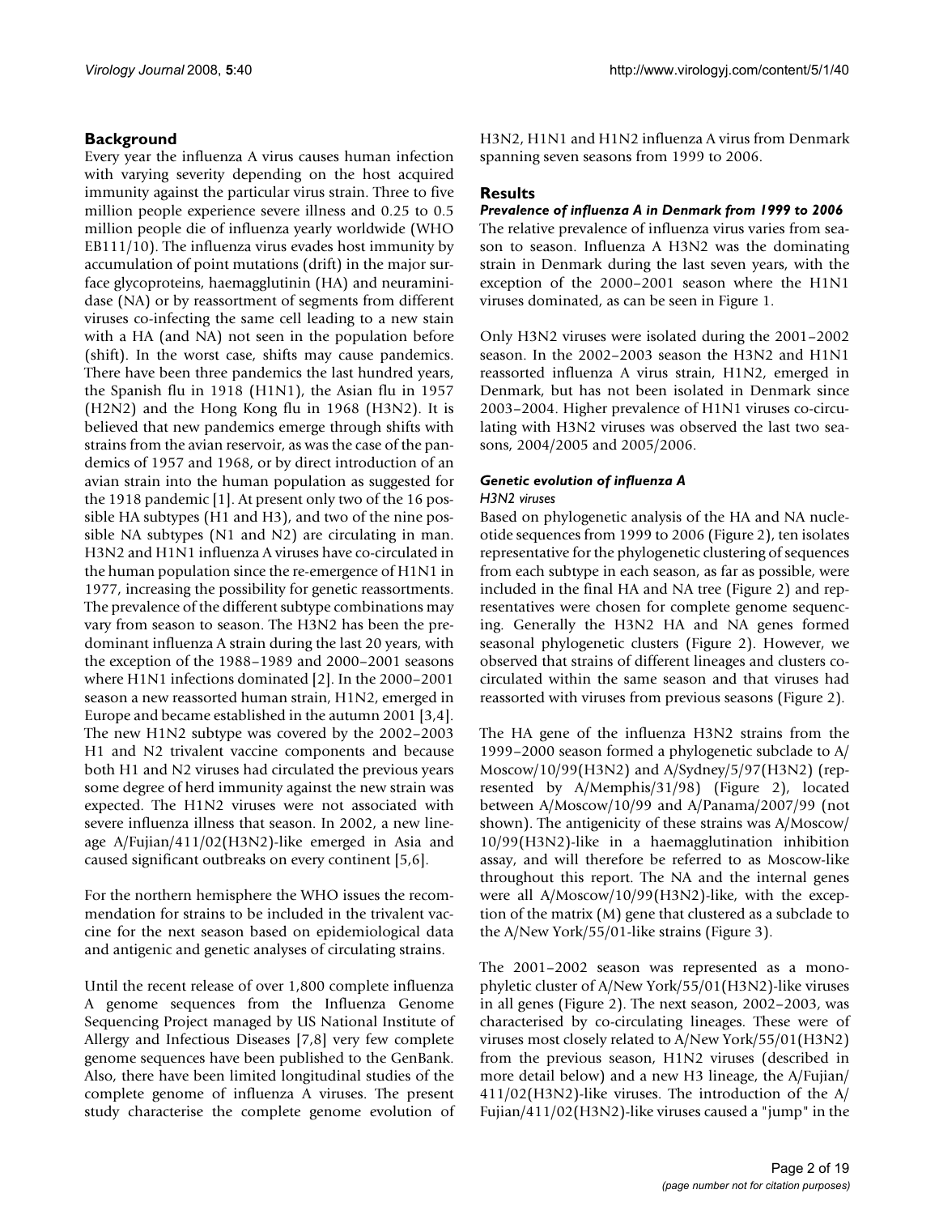## Background

Every year the influenza A virus causes human infection with varying severity depending on the host acquired immunity against the particular virus strain. Three to five million people experience severe illness and 0.25 to 0.5 million people die of influenza yearly worldwide (WHO EB111/10). The influenza virus evades host immunity by accumulation of point mutations (drift) in the major surface glycoproteins, haemagglutinin (HA) and neuraminidase (NA) or by reassortment of segments from different viruses co-infecting the same cell leading to a new stain with a HA (and NA) not seen in the population before (shift). In the worst case, shifts may cause pandemics. There have been three pandemics the last hundred years, the Spanish flu in 1918 (H1N1), the Asian flu in 1957 (H2N2) and the Hong Kong flu in 1968 (H3N2). It is believed that new pandemics emerge through shifts with strains from the avian reservoir, as was the case of the pandemics of 1957 and 1968, or by direct introduction of an avian strain into the human population as suggested for the 1918 pandemic [1]. At present only two of the 16 possible HA subtypes (H1 and H3), and two of the nine possible NA subtypes (N1 and N2) are circulating in man. H3N2 and H1N1 influenza A viruses have co-circulated in the human population since the re-emergence of H1N1 in 1977, increasing the possibility for genetic reassortments. The prevalence of the different subtype combinations may vary from season to season. The H3N2 has been the predominant influenza A strain during the last 20 years, with the exception of the 1988–1989 and 2000–2001 seasons where H1N1 infections dominated [2]. In the 2000–2001 season a new reassorted human strain, H1N2, emerged in Europe and became established in the autumn 2001 [3,4]. The new H1N2 subtype was covered by the 2002–2003 H1 and N2 trivalent vaccine components and because both H1 and N2 viruses had circulated the previous years some degree of herd immunity against the new strain was expected. The H1N2 viruses were not associated with severe influenza illness that season. In 2002, a new lineage A/Fujian/411/02(H3N2)-like emerged in Asia and caused significant outbreaks on every continent [5,6].

For the northern hemisphere the WHO issues the recommendation for strains to be included in the trivalent vaccine for the next season based on epidemiological data and antigenic and genetic analyses of circulating strains.

Until the recent release of over 1,800 complete influenza A genome sequences from the Influenza Genome Sequencing Project managed by US National Institute of Allergy and Infectious Diseases [7,8] very few complete genome sequences have been published to the GenBank. Also, there have been limited longitudinal studies of the complete genome of influenza A viruses. The present study characterise the complete genome evolution of H3N2, H1N1 and H1N2 influenza A virus from Denmark spanning seven seasons from 1999 to 2006.

## Results

### *Prevalence of influenza A in Denmark from 1999 to 2006*

The relative prevalence of influenza virus varies from season to season. Influenza A H3N2 was the dominating strain in Denmark during the last seven years, with the exception of the 2000–2001 season where the H1N1 viruses dominated, as can be seen in Figure 1.

Only H3N2 viruses were isolated during the 2001–2002 season. In the 2002–2003 season the H3N2 and H1N1 reassorted influenza A virus strain, H1N2, emerged in Denmark, but has not been isolated in Denmark since 2003–2004. Higher prevalence of H1N1 viruses co-circulating with H3N2 viruses was observed the last two seasons, 2004/2005 and 2005/2006.

### *Genetic evolution of influenza A*

#### *H3N2 viruses*

Based on phylogenetic analysis of the HA and NA nucleotide sequences from 1999 to 2006 (Figure 2), ten isolates representative for the phylogenetic clustering of sequences from each subtype in each season, as far as possible, were included in the final HA and NA tree (Figure 2) and representatives were chosen for complete genome sequencing. Generally the H3N2 HA and NA genes formed seasonal phylogenetic clusters (Figure 2). However, we observed that strains of different lineages and clusters co-circulated within the same season and that viruses had reassorted with viruses from previous seasons (Figure 2).

The HA gene of the influenza H3N2 strains from the 1999–2000 season formed a phylogenetic subclade to A/Moscow/10/99(H3N2) and A/Sydney/5/97(H3N2) (represented by A/Memphis/31/98) (Figure 2), located between A/Moscow/10/99 and A/Panama/2007/99 (not shown). The antigenicity of these strains was A/Moscow/10/99(H3N2)-like in a haemagglutination inhibition assay, and will therefore be referred to as Moscow-like throughout this report. The NA and the internal genes were all A/Moscow/10/99(H3N2)-like, with the exception of the matrix (M) gene that clustered as a subclade to the A/New York/55/01-like strains (Figure 3).

The 2001–2002 season was represented as a monophyletic cluster of A/New York/55/01(H3N2)-like viruses in all genes (Figure 2). The next season, 2002–2003, was characterised by co-circulating lineages. These were of viruses most closely related to A/New York/55/01(H3N2) from the previous season, H1N2 viruses (described in more detail below) and a new H3 lineage, the A/Fujian/411/02(H3N2)-like viruses. The introduction of the A/Fujian/411/02(H3N2)-like viruses caused a "jump" in the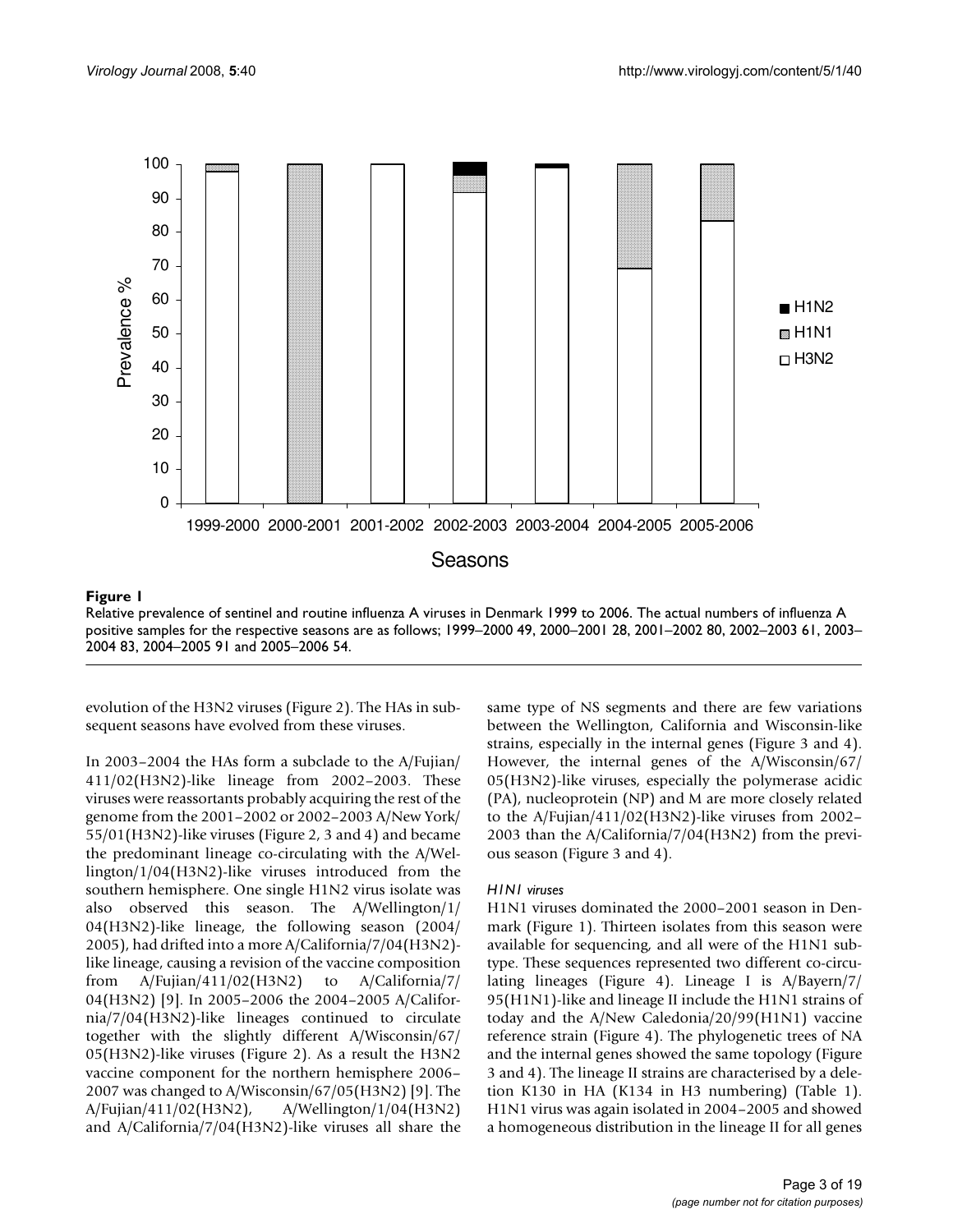**Figure 1**

Relative prevalence of sentinel and routine influenza A viruses in Denmark 1999 to 2006. The actual numbers of influenza A positive samples for the respective seasons are as follows; 1999–2000 49, 2000–2001 28, 2001–2002 80, 2002–2003 61, 2003–2004 83, 2004–2005 91 and 2005–2006 54.

evolution of the H3N2 viruses (Figure 2). The HAs in subsequent seasons have evolved from these viruses.

In 2003–2004 the HAs form a subclade to the A/Fujian/411/02(H3N2)-like lineage from 2002–2003. These viruses were reassortants probably acquiring the rest of the genome from the 2001–2002 or 2002–2003 A/New York/55/01(H3N2)-like viruses (Figure 2, 3 and 4) and became the predominant lineage co-circulating with the A/Wellington/1/04(H3N2)-like viruses introduced from the southern hemisphere. One single H1N2 virus isolate was also observed this season. The A/Wellington/1/04(H3N2)-like lineage, the following season (2004/2005), had drifted into a more A/California/7/04(H3N2)-like lineage, causing a revision of the vaccine composition from A/Fujian/411/02(H3N2) to A/California/7/04(H3N2) [9]. In 2005–2006 the 2004–2005 A/California/7/04(H3N2)-like lineages continued to circulate together with the slightly different A/Wisconsin/67/05(H3N2)-like viruses (Figure 2). As a result the H3N2 vaccine component for the northern hemisphere 2006–2007 was changed to A/Wisconsin/67/05(H3N2) [9]. The A/Fujian/411/02(H3N2), A/Wellington/1/04(H3N2) and A/California/7/04(H3N2)-like viruses all share the same type of NS segments and there are few variations between the Wellington, California and Wisconsin-like strains, especially in the internal genes (Figure 3 and 4). However, the internal genes of the A/Wisconsin/67/05(H3N2)-like viruses, especially the polymerase acidic (PA), nucleoprotein (NP) and M are more closely related to the A/Fujian/411/02(H3N2)-like viruses from 2002–2003 than the A/California/7/04(H3N2) from the previous season (Figure 3 and 4).

### *H1N1 viruses*

H1N1 viruses dominated the 2000–2001 season in Denmark (Figure 1). Thirteen isolates from this season were available for sequencing, and all were of the H1N1 subtype. These sequences represented two different co-circulating lineages (Figure 4). Lineage I is A/Bayern/7/95(H1N1)-like and lineage II include the H1N1 strains of today and the A/New Caledonia/20/99(H1N1) vaccine reference strain (Figure 4). The phylogenetic trees of NA and the internal genes showed the same topology (Figure 3 and 4). The lineage II strains are characterised by a deletion K130 in HA (K134 in H3 numbering) (Table 1). H1N1 virus was again isolated in 2004–2005 and showed a homogeneous distribution in the lineage II for all genes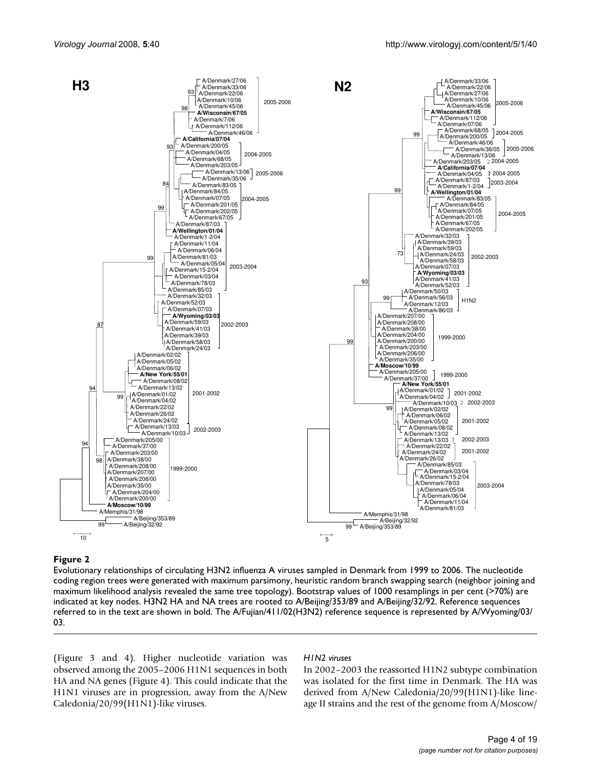**Figure 2**

Evolutionary relationships of circulating H3N2 influenza A viruses sampled in Denmark from 1999 to 2006. The nucleotide coding region trees were generated with maximum parsimony, heuristic random branch swapping search (neighbor joining and maximum likelihood analysis revealed the same tree topology). Bootstrap values of 1000 resamplings in per cent (>70%) are indicated at key nodes. H3N2 HA and NA trees are rooted to A/Beijing/353/89 and A/Beijing/32/92. Reference sequences referred to in the text are shown in bold. The A/Fujian/411/02(H3N2) reference sequence is represented by A/Wyoming/03/03.

(Figure 3 and 4). Higher nucleotide variation was observed among the 2005–2006 H1N1 sequences in both HA and NA genes (Figure 4). This could indicate that the H1N1 viruses are in progression, away from the A/New Caledonia/20/99(H1N1)-like viruses.

### *H1N2 viruses*

In 2002–2003 the reassorted H1N2 subtype combination was isolated for the first time in Denmark. The HA was derived from A/New Caledonia/20/99(H1N1)-like lineage II strains and the rest of the genome from A/Moscow/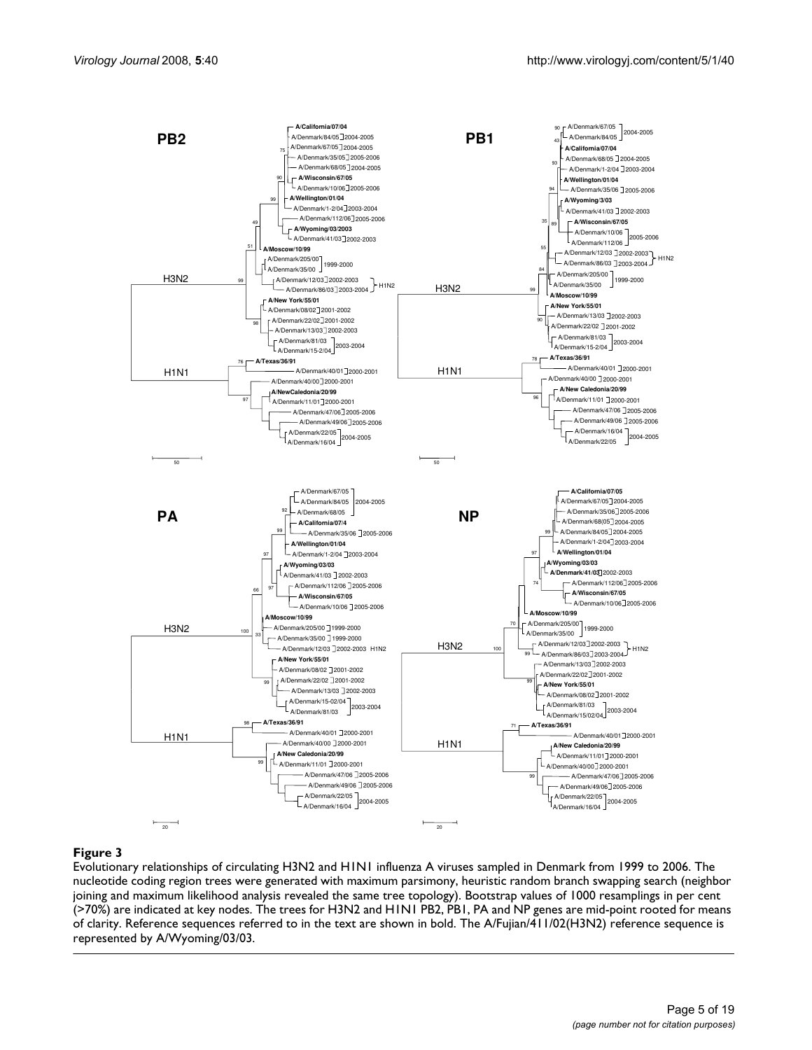**Figure 3**

Evolutionary relationships of circulating H3N2 and H1N1 influenza A viruses sampled in Denmark from 1999 to 2006. The nucleotide coding region trees were generated with maximum parsimony, heuristic random branch swapping search (neighbor joining and maximum likelihood analysis revealed the same tree topology). Bootstrap values of 1000 resamplings in per cent (>70%) are indicated at key nodes. The trees for H3N2 and H1N1 PB2, PB1, PA and NP genes are mid-point rooted for means of clarity. Reference sequences referred to in the text are shown in bold. The A/Fujian/411/02(H3N2) reference sequence is represented by A/Wyoming/03/03.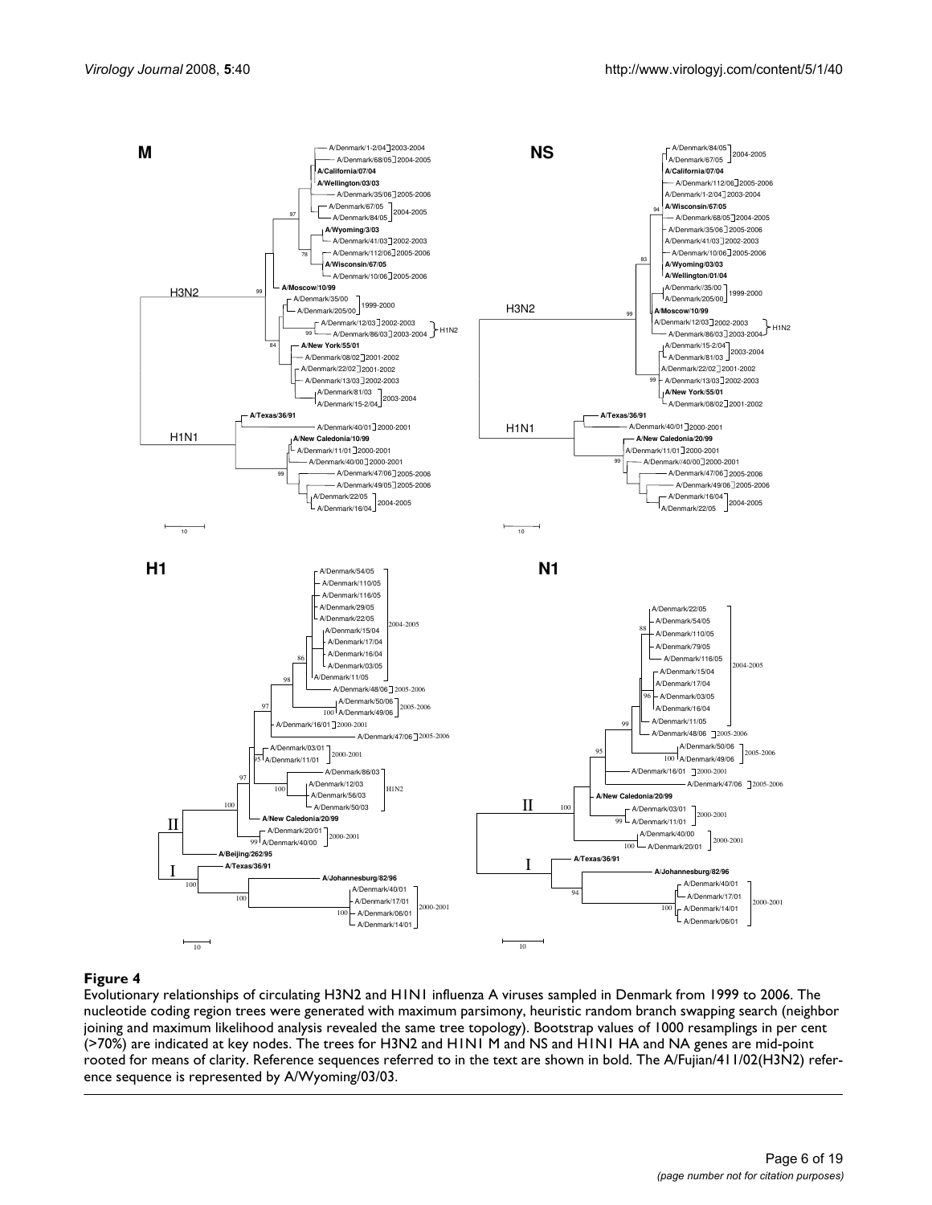**Figure 4**

Evolutionary relationships of circulating H3N2 and H1N1 influenza A viruses sampled in Denmark from 1999 to 2006. The nucleotide coding region trees were generated with maximum parsimony, heuristic random branch swapping search (neighbor joining and maximum likelihood analysis revealed the same tree topology). Bootstrap values of 1000 resamplings in per cent (>70%) are indicated at key nodes. The trees for H3N2 and H1N1 M and NS and H1N1 HA and NA genes are mid-point rooted for means of clarity. Reference sequences referred to in the text are shown in bold. The A/Fujian/411/02(H3N2) reference sequence is represented by A/Wyoming/03/03.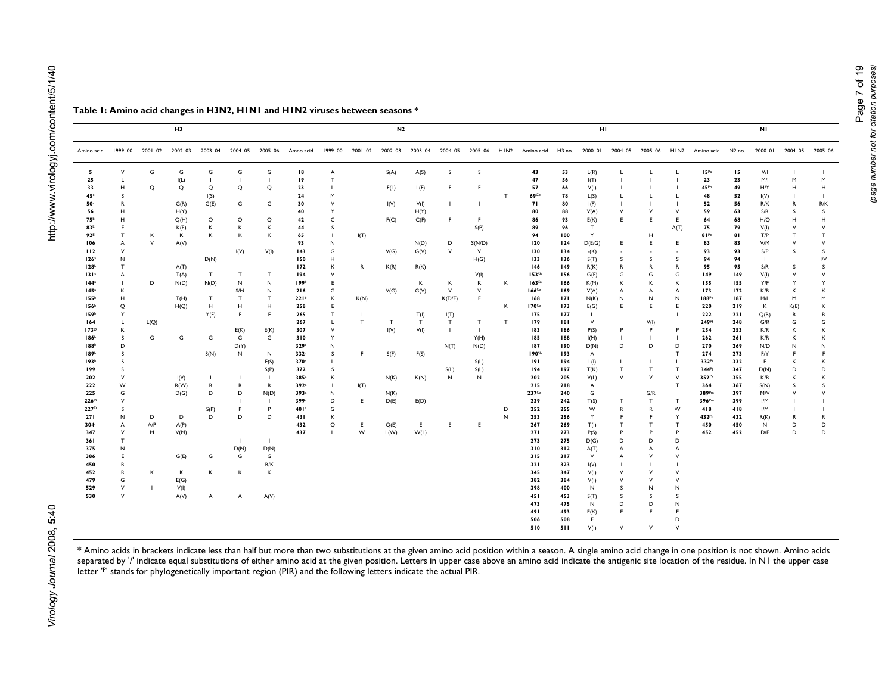**Table 1: Amino acid changes in H3N2, H1N1 and H1N2 viruses between seasons ***

| H3 | | | | | | | N2 | | | | | | | | H1 | | | | | | N1 | | | | |
|---|---|---|---|---|---|---|---|---|---|---|---|---|---|---|---|---|---|---|---|---|---|---|---|---|---|
| Amino acid | 1999–00 | 2001–02 | 2002–03 | 2003–04 | 2004–05 | 2005–06 | Amno acid | 1999–00 | 2001–02 | 2002–03 | 2003–04 | 2004–05 | 2005–06 | H1N2 | Amino acid | H3 no. | 2000–01 | 2004–05 | 2005–06 | H1N2 | Amino acid | N2 no. | 2000–01 | 2004–05 | 2005–06 |
| 5 | V | G | G | G | G | G | 18 | A | | S(A) | A(S) | S | S | | 43 | 53 | L(R) | L | L | L | 15[Pa] | 15 | V/I | I | I |
| 25 | L | | I(L) | I | I | I | 19 | T | | | | | | | 47 | 56 | I(T) | I | I | I | 23 | 23 | M/I | M | M |
| 33 | H | Q | Q | Q | Q | Q | 23 | L | | F(L) | L(F) | F | F | | 57 | 66 | V(I) | I | I | I | 45[Pb] | 49 | H/Y | H | H |
| 45[c] | S | | | I(S) | | | 24 | M | | | | | | T | 69[Cb] | 78 | L(S) | L | L | L | 48 | 52 | I(V) | I | I |
| 50[c] | R | | G(R) | G(E) | G | G | 30 | V | | I(V) | V(I) | I | I | | 71 | 80 | I(F) | I | I | I | 52 | 56 | R/K | R | R/K |
| 56 | H | | H(Y) | | | | 40 | Y | | | H(Y) | | | | 80 | 88 | V(A) | V | V | V | 59 | 63 | S/R | S | S |
| 75[E] | H | | Q(H) | Q | Q | Q | 42 | C | | F(C) | C(F) | F | F | | 86 | 93 | E(K) | E | E | E | 64 | 68 | H/Q | H | H |
| 83[E] | E | | K(E) | K | K | K | 44 | S | | | | | S(P) | | 89 | 96 | T | | | A(T) | 75 | 79 | V(I) | V | V |
| 92[E] | T | K | K | K | K | K | 65 | I | I(T) | | | | | | 94 | 100 | Y | | H | | 81[Pc] | 81 | T/P | T | T |
| 106 | A | V | A(V) | | | | 93 | N | | | N(D) | D | S(N/D) | | 120 | 124 | D(E/G) | E | E | E | 83 | 83 | V/M | V | V |
| 112 | V | | | | I(V) | V(I) | 143 | G | | V(G) | G(V) | V | V | | 130 | 134 | -(K) | - | - | - | 93 | 93 | S/P | S | S |
| 126[a] | N | | | D(N) | | | 150 | H | | | | | H(G) | | 133 | 136 | S(T) | S | S | S | 94 | 94 | I | | I/V |
| 128[b] | T | | A(T) | | | | 172 | K | R | K(R) | R(K) | | | | 146 | 149 | R(K) | R | R | R | 95 | 95 | S/R | S | S |
| 131[a] | A | | T(A) | T | T | T | 194 | V | | | | | V(I) | | 153[Sb] | 156 | G(E) | G | G | G | 149 | 149 | V(I) | V | V |
| 144[a] | I | D | N(D) | N(D) | N | N | 199[b] | E | | | K | K | K | K | 163[Sa] | 166 | K(M) | K | K | K | 155 | 155 | Y/F | Y | Y |
| 145[a] | K | | | | S/N | N | 216 | G | | V(G) | G(V) | V | V | | 166[Ca1] | 169 | V(A) | A | A | A | 173 | 172 | K/R | K | K |
| 155[b] | H | | T(H) | T | T | T | 221[b] | K | K(N) | | | K(D/E) | E | | 168 | 171 | N(K) | N | N | N | 188[Pd] | 187 | M/L | M | M |
| 156[b] | Q | | H(Q) | H | H | H | 258 | E | | | | | | K | 170[Ca1] | 173 | E(G) | E | E | E | 220 | 219 | K | K(E) | K |
| 159[b] | Y | | | Y(F) | F | F | 265 | T | I | | T(I) | I(T) | | | 175 | 177 | L | | | I | 222 | 221 | Q(R) | R | R |
| 164 | L | L(Q) | | | | | 267 | L | T | T | T | T | T | T | 179 | 181 | V | | V(I) | | 249[Pf] | 248 | G/R | G | G |
| 173[D] | K | | | | E(K) | E(K) | 307 | V | | I(V) | V(I) | I | I | | 183 | 186 | P(S) | P | P | P | 254 | 253 | K/R | K | K |
| 186[b] | S | G | G | G | G | G | 310 | Y | | | | | Y(H) | | 185 | 188 | I(M) | I | I | I | 262 | 261 | K/R | K | K |
| 188[b] | D | | | | D(Y) | | 329[c] | N | | | | N(T) | N(D) | | 187 | 190 | D(N) | D | D | D | 270 | 269 | N/D | N | N |
| 189[b] | S | | | S(N) | N | N | 332[c] | S | F | S(F) | F(S) | | | | 190[Sb] | 193 | A | | | T | 274 | 273 | F/Y | F | F |
| 193[b] | S | | | | | F(S) | 370[c] | L | | | | | S(L) | | 191 | 194 | L(I) | L | L | L | 332[Pi] | 332 | E | K | K |
| 199 | S | | | | | S(P) | 372 | S | | | | S(L) | S(L) | | 194 | 197 | T(K) | T | T | T | 344[Pj] | 347 | D(N) | D | D |
| 202 | V | | I(V) | I | I | I | 385[a] | K | | N(K) | K(N) | N | N | | 202 | 205 | V(L) | V | V | V | 352[Pk] | 355 | K/R | K | K |
| 222 | W | | R(W) | R | R | R | 392[a] | I | I(T) | | | | | | 215 | 218 | A | | | T | 364 | 367 | S(N) | S | S |
| 225 | G | | D(G) | D | D | N(D) | 393[a] | N | | N(K) | | | | | 237[Ca1] | 240 | G | | G/R | | 389[Pm] | 397 | M/V | V | V |
| 226[D] | V | | | | I | I | 399[a] | D | E | D(E) | E(D) | | | | 239 | 242 | T(S) | T | T | T | 396[Pm] | 399 | I/M | I | I |
| 227[D] | S | | | S(P) | P | P | 401[a] | G | | | | | | D | 252 | 255 | W | R | R | W | 418 | 418 | I/M | I | I |
| 271 | N | D | D | D | D | D | 431 | K | | | | | | N | 253 | 256 | Y | F | F | Y | 432[Pn] | 432 | R(K) | R | R |
| 304[c] | A | A/P | A(P) | | | | 432 | Q | E | Q(E) | E | E | E | | 267 | 269 | T(I) | T | T | T | 450 | 450 | N | D | D |
| 347 | V | M | V(M) | | | | 437 | L | W | L(W) | W(L) | | | | 271 | 273 | P(S) | P | P | P | 452 | 452 | D/E | D | D |
| 361 | T | | | | I | I | | | | | | | | | 273 | 275 | D(G) | D | D | D | | | | | |
| 375 | N | | | | D(N) | D(N) | | | | | | | | | 310 | 312 | A(T) | A | A | A | | | | | |
| 386 | E | | G(E) | G | G | G | | | | | | | | | 315 | 317 | V | A | V | V | | | | | |
| 450 | R | | | | | R/K | | | | | | | | | 321 | 323 | I(V) | I | I | I | | | | | |
| 452 | R | K | K | K | K | K | | | | | | | | | 345 | 347 | V(I) | V | V | V | | | | | |
| 479 | G | | E(G) | | | | | | | | | | | | 382 | 384 | V(I) | V | V | V | | | | | |
| 529 | V | I | V(I) | | | | | | | | | | | | 398 | 400 | N | S | N | N | | | | | |
| 530 | V | | A(V) | A | A | A(V) | | | | | | | | | 451 | 453 | S(T) | S | S | S | | | | | |
| | | | | | | | | | | | | | | | 473 | 475 | N | D | D | N | | | | | |
| | | | | | | | | | | | | | | | 491 | 493 | E(K) | E | E | E | | | | | |
| | | | | | | | | | | | | | | | 506 | 508 | E | | | D | | | | | |
| | | | | | | | | | | | | | | | 510 | 511 | V(I) | V | V | V | | | | | |

* Amino acids in brackets indicate less than half but more than two substitutions at the given amino acid position within a season. A single amino acid change in one position is not shown. Amino acids separated by '/' indicate equal substitutions of either amino acid at the given position. Letters in upper case above an amino acid indicate the antigenic site location of the residue. In N1 the upper case letter 'P' stands for phylogenetically important region (PIR) and the following letters indicate the actual PIR.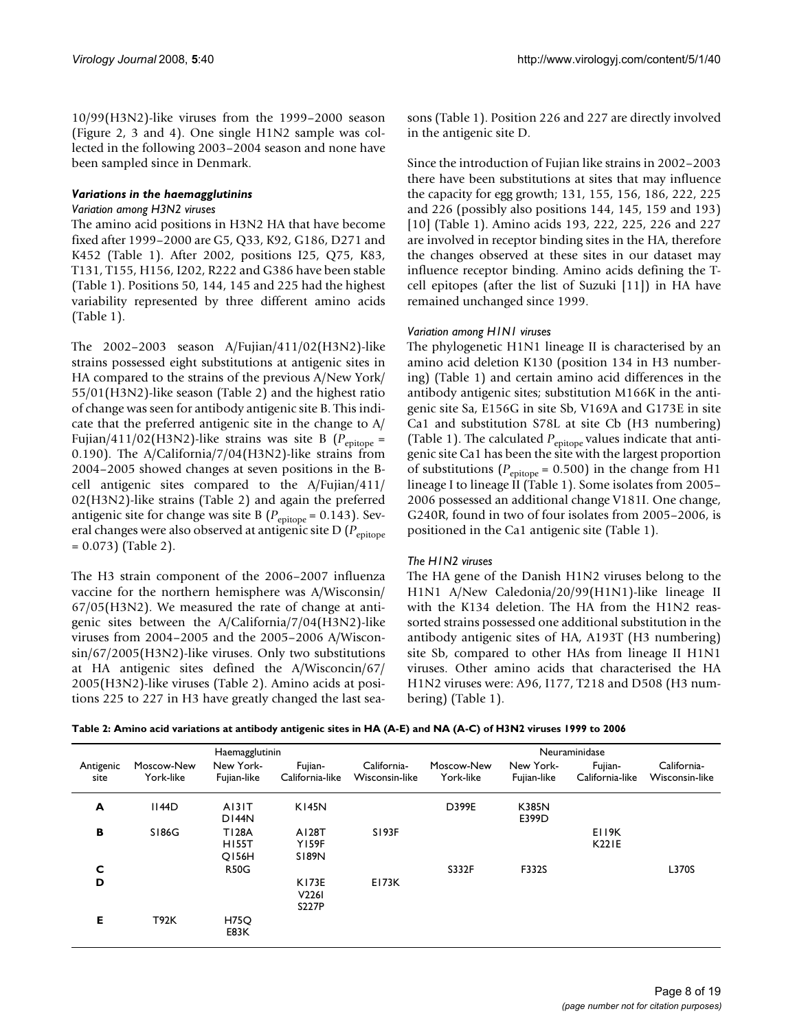10/99(H3N2)-like viruses from the 1999–2000 season (Figure 2, 3 and 4). One single H1N2 sample was collected in the following 2003–2004 season and none have been sampled since in Denmark.

### *Variations in the haemagglutinins*

#### *Variation among H3N2 viruses*

The amino acid positions in H3N2 HA that have become fixed after 1999–2000 are G5, Q33, K92, G186, D271 and K452 (Table 1). After 2002, positions I25, Q75, K83, T131, T155, H156, I202, R222 and G386 have been stable (Table 1). Positions 50, 144, 145 and 225 had the highest variability represented by three different amino acids (Table 1).

The 2002–2003 season A/Fujian/411/02(H3N2)-like strains possessed eight substitutions at antigenic sites in HA compared to the strains of the previous A/New York/55/01(H3N2)-like season (Table 2) and the highest ratio of change was seen for antibody antigenic site B. This indicate that the preferred antigenic site in the change to A/Fujian/411/02(H3N2)-like strains was site B ($P_{epitope}$ = 0.190). The A/California/7/04(H3N2)-like strains from 2004–2005 showed changes at seven positions in the B-cell antigenic sites compared to the A/Fujian/411/02(H3N2)-like strains (Table 2) and again the preferred antigenic site for change was site B ($P_{epitope}$ = 0.143). Several changes were also observed at antigenic site D ($P_{epitope}$ = 0.073) (Table 2).

The H3 strain component of the 2006–2007 influenza vaccine for the northern hemisphere was A/Wisconsin/67/05(H3N2). We measured the rate of change at antigenic sites between the A/California/7/04(H3N2)-like viruses from 2004–2005 and the 2005–2006 A/Wisconsin/67/2005(H3N2)-like viruses. Only two substitutions at HA antigenic sites defined the A/Wisconcin/67/2005(H3N2)-like viruses (Table 2). Amino acids at positions 225 to 227 in H3 have greatly changed the last seasons (Table 1). Position 226 and 227 are directly involved in the antigenic site D.

Since the introduction of Fujian like strains in 2002–2003 there have been substitutions at sites that may influence the capacity for egg growth; 131, 155, 156, 186, 222, 225 and 226 (possibly also positions 144, 145, 159 and 193) [10] (Table 1). Amino acids 193, 222, 225, 226 and 227 are involved in receptor binding sites in the HA, therefore the changes observed at these sites in our dataset may influence receptor binding. Amino acids defining the T-cell epitopes (after the list of Suzuki [11]) in HA have remained unchanged since 1999.

#### *Variation among H1N1 viruses*

The phylogenetic H1N1 lineage II is characterised by an amino acid deletion K130 (position 134 in H3 numbering) (Table 1) and certain amino acid differences in the antibody antigenic sites; substitution M166K in the antigenic site Sa, E156G in site Sb, V169A and G173E in site Ca1 and substitution S78L at site Cb (H3 numbering) (Table 1). The calculated $P_{epitope}$ values indicate that antigenic site Ca1 has been the site with the largest proportion of substitutions ($P_{epitope}$ = 0.500) in the change from H1 lineage I to lineage II (Table 1). Some isolates from 2005–2006 possessed an additional change V181I. One change, G240R, found in two of four isolates from 2005–2006, is positioned in the Ca1 antigenic site (Table 1).

#### *The H1N2 viruses*

The HA gene of the Danish H1N2 viruses belong to the H1N1 A/New Caledonia/20/99(H1N1)-like lineage II with the K134 deletion. The HA from the H1N2 reassorted strains possessed one additional substitution in the antibody antigenic sites of HA, A193T (H3 numbering) site Sb, compared to other HAs from lineage II H1N1 viruses. Other amino acids that characterised the HA H1N2 viruses were: A96, I177, T218 and D508 (H3 numbering) (Table 1).

**Table 2: Amino acid variations at antibody antigenic sites in HA (A-E) and NA (A-C) of H3N2 viruses 1999 to 2006**

| | Haemagglutinin | | | | Neuraminidase | | | |
|---|---|---|---|---|---|---|---|---|
| Antigenic site | Moscow-New York-like | New York-Fujian-like | Fujian-California-like | California-Wisconsin-like | Moscow-New York-like | New York-Fujian-like | Fujian-California-like | California-Wisconsin-like |
| **A** | I144D | A131T D144N | K145N | | D399E | K385N E399D | | |
| **B** | S186G | T128A H155T Q156H | A128T Y159F S189N | S193F | | | E119K K221E | |
| **C** | | R50G | | | S332F | F332S | | L370S |
| **D** | | | K173E V226I S227P | E173K | | | | |
| **E** | T92K | H75Q E83K | | | | | | |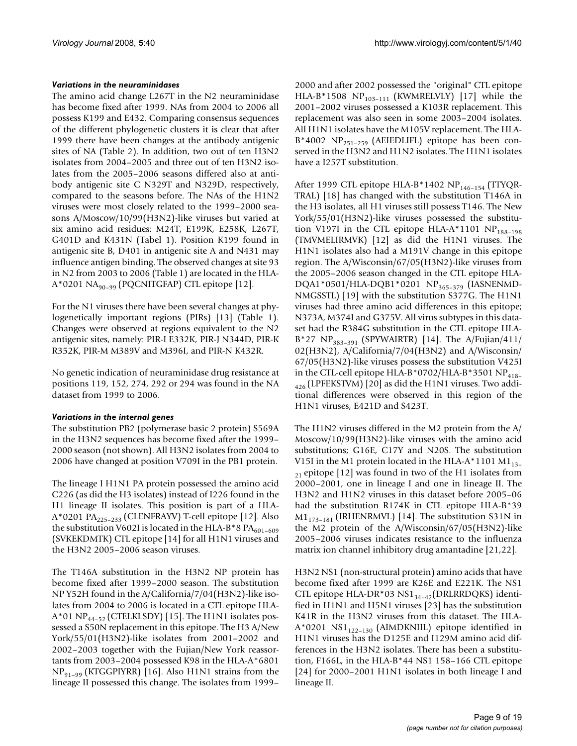### *Variations in the neuraminidases*

The amino acid change L267T in the N2 neuraminidase has become fixed after 1999. NAs from 2004 to 2006 all possess K199 and E432. Comparing consensus sequences of the different phylogenetic clusters it is clear that after 1999 there have been changes at the antibody antigenic sites of NA (Table 2). In addition, two out of ten H3N2 isolates from 2004–2005 and three out of ten H3N2 isolates from the 2005–2006 seasons differed also at antibody antigenic site C N329T and N329D, respectively, compared to the seasons before. The NAs of the H1N2 viruses were most closely related to the 1999–2000 seasons A/Moscow/10/99(H3N2)-like viruses but varied at six amino acid residues: M24T, E199K, E258K, L267T, G401D and K431N (Tabel 1). Position K199 found in antigenic site B, D401 in antigenic site A and N431 may influence antigen binding. The observed changes at site 93 in N2 from 2003 to 2006 (Table 1) are located in the HLA-A*0201 $NA_{90-99}$ (PQCNITGFAP) CTL epitope [12].

For the N1 viruses there have been several changes at phylogenetically important regions (PIRs) [13] (Table 1). Changes were observed at regions equivalent to the N2 antigenic sites, namely: PIR-I E332K, PIR-J N344D, PIR-K R352K, PIR-M M389V and M396I, and PIR-N K432R.

No genetic indication of neuraminidase drug resistance at positions 119, 152, 274, 292 or 294 was found in the NA dataset from 1999 to 2006.

### *Variations in the internal genes*

The substitution PB2 (polymerase basic 2 protein) S569A in the H3N2 sequences has become fixed after the 1999–2000 season (not shown). All H3N2 isolates from 2004 to 2006 have changed at position V709I in the PB1 protein.

The lineage I H1N1 PA protein possessed the amino acid C226 (as did the H3 isolates) instead of I226 found in the H1 lineage II isolates. This position is part of a HLA-A*0201 $PA_{225-233}$ (CLENFRAYV) T-cell epitope [12]. Also the substitution V602I is located in the HLA-B*8 $PA_{601-609}$ (SVKEKDMTK) CTL epitope [14] for all H1N1 viruses and the H3N2 2005–2006 season viruses.

The T146A substitution in the H3N2 NP protein has become fixed after 1999–2000 season. The substitution NP Y52H found in the A/California/7/04(H3N2)-like isolates from 2004 to 2006 is located in a CTL epitope HLA-A*01 $NP_{44-52}$ (CTELKLSDY) [15]. The H1N1 isolates possessed a S50N replacement in this epitope. The H3 A/New York/55/01(H3N2)-like isolates from 2001–2002 and 2002–2003 together with the Fujian/New York reassortants from 2003–2004 possessed K98 in the HLA-A*6801 $NP_{91-99}$ (KTGGPIYRR) [16]. Also H1N1 strains from the lineage II possessed this change. The isolates from 1999–2000 and after 2002 possessed the "original" CTL epitope HLA-B*1508 $NP_{103-111}$ (KWMRELVLY) [17] while the 2001–2002 viruses possessed a K103R replacement. This replacement was also seen in some 2003–2004 isolates. All H1N1 isolates have the M105V replacement. The HLA-B*4002 $NP_{251-259}$ (AEIEDLIFL) epitope has been conserved in the H3N2 and H1N2 isolates. The H1N1 isolates have a I257T substitution.

After 1999 CTL epitope HLA-B*1402 $NP_{146-154}$ (TTYQRTRAL) [18] has changed with the substitution T146A in the H3 isolates, all H1 viruses still possess T146. The New York/55/01(H3N2)-like viruses possessed the substitution V197I in the CTL epitope HLA-A*1101 $NP_{188-198}$ (TMVMELIRMVK) [12] as did the H1N1 viruses. The H1N1 isolates also had a M191V change in this epitope region. The A/Wisconsin/67/05(H3N2)-like viruses from the 2005–2006 season changed in the CTL epitope HLA-DQA1*0501/HLA-DQB1*0201 $NP_{365-379}$ (IASNENMDNMGSSTL) [19] with the substitution S377G. The H1N1 viruses had three amino acid differences in this epitope; N373A, M374I and G375V. All virus subtypes in this dataset had the R384G substitution in the CTL epitope HLA-B*27 $NP_{383-391}$ (SPYWAIRTR) [14]. The A/Fujian/411/02(H3N2), A/California/7/04(H3N2) and A/Wisconsin/67/05(H3N2)-like viruses possess the substitution V425I in the CTL-cell epitope HLA-B*0702/HLA-B*3501 $NP_{418-426}$ (LPFEKSTVM) [20] as did the H1N1 viruses. Two additional differences were observed in this region of the H1N1 viruses, E421D and S423T.

The H1N2 viruses differed in the M2 protein from the A/Moscow/10/99(H3N2)-like viruses with the amino acid substitutions; G16E, C17Y and N20S. The substitution V15I in the M1 protein located in the HLA-A*1101 $M1_{13-21}$ epitope [12] was found in two of the H1 isolates from 2000–2001, one in lineage I and one in lineage II. The H3N2 and H1N2 viruses in this dataset before 2005–06 had the substitution R174K in CTL epitope HLA-B*39 $M1_{173-181}$ (IRHENRMVL) [14]. The substitution S31N in the M2 protein of the A/Wisconsin/67/05(H3N2)-like 2005–2006 viruses indicates resistance to the influenza matrix ion channel inhibitory drug amantadine [21,22].

H3N2 NS1 (non-structural protein) amino acids that have become fixed after 1999 are K26E and E221K. The NS1 CTL epitope HLA-DR*03 $NS1_{34-42}$(DRLRRDQKS) identified in H1N1 and H5N1 viruses [23] has the substitution K41R in the H3N2 viruses from this dataset. The HLA-A*0201 $NS1_{122-130}$ (AIMDKNIIL) epitope identified in H1N1 viruses has the D125E and I129M amino acid differences in the H3N2 isolates. There has been a substitution, F166L, in the HLA-B*44 NS1 158–166 CTL epitope [24] for 2000–2001 H1N1 isolates in both lineage I and lineage II.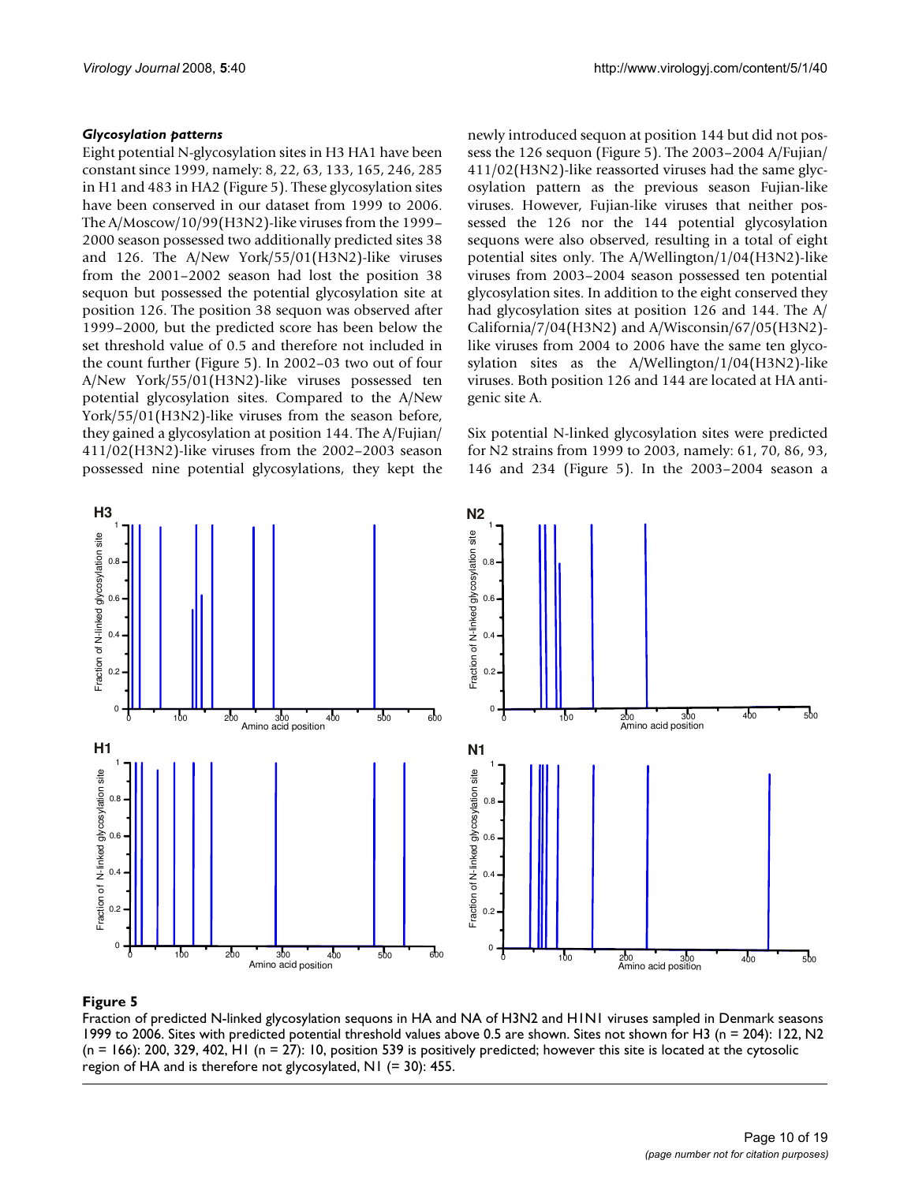### *Glycosylation patterns*

Eight potential N-glycosylation sites in H3 HA1 have been constant since 1999, namely: 8, 22, 63, 133, 165, 246, 285 in H1 and 483 in HA2 (Figure 5). These glycosylation sites have been conserved in our dataset from 1999 to 2006. The A/Moscow/10/99(H3N2)-like viruses from the 1999–2000 season possessed two additionally predicted sites 38 and 126. The A/New York/55/01(H3N2)-like viruses from the 2001–2002 season had lost the position 38 sequon but possessed the potential glycosylation site at position 126. The position 38 sequon was observed after 1999–2000, but the predicted score has been below the set threshold value of 0.5 and therefore not included in the count further (Figure 5). In 2002–03 two out of four A/New York/55/01(H3N2)-like viruses possessed ten potential glycosylation sites. Compared to the A/New York/55/01(H3N2)-like viruses from the season before, they gained a glycosylation at position 144. The A/Fujian/411/02(H3N2)-like viruses from the 2002–2003 season possessed nine potential glycosylations, they kept the newly introduced sequon at position 144 but did not possess the 126 sequon (Figure 5). The 2003–2004 A/Fujian/411/02(H3N2)-like reassorted viruses had the same glycosylation pattern as the previous season Fujian-like viruses. However, Fujian-like viruses that neither possessed the 126 nor the 144 potential glycosylation sequons were also observed, resulting in a total of eight potential sites only. The A/Wellington/1/04(H3N2)-like viruses from 2003–2004 season possessed ten potential glycosylation sites. In addition to the eight conserved they had glycosylation sites at position 126 and 144. The A/California/7/04(H3N2) and A/Wisconsin/67/05(H3N2)-like viruses from 2004 to 2006 have the same ten glycosylation sites as the A/Wellington/1/04(H3N2)-like viruses. Both position 126 and 144 are located at HA antigenic site A.

Six potential N-linked glycosylation sites were predicted for N2 strains from 1999 to 2003, namely: 61, 70, 86, 93, 146 and 234 (Figure 5). In the 2003–2004 season a

**Figure 5**

Fraction of predicted N-linked glycosylation sequons in HA and NA of H3N2 and H1N1 viruses sampled in Denmark seasons 1999 to 2006. Sites with predicted potential threshold values above 0.5 are shown. Sites not shown for H3 (n = 204): 122, N2 (n = 166): 200, 329, 402, H1 (n = 27): 10, position 539 is positively predicted; however this site is located at the cytosolic region of HA and is therefore not glycosylated, N1 (= 30): 455.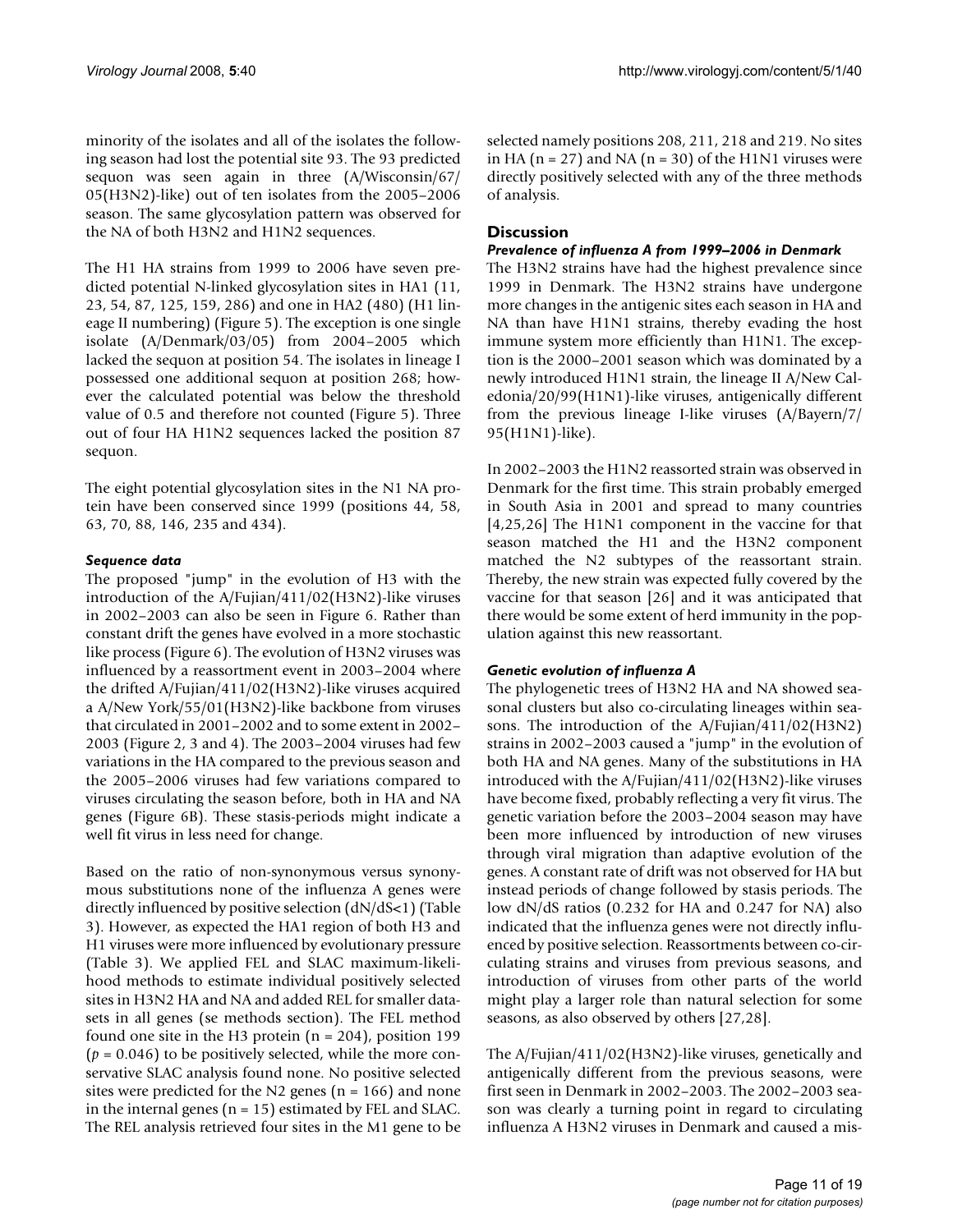minority of the isolates and all of the isolates the following season had lost the potential site 93. The 93 predicted sequon was seen again in three (A/Wisconsin/67/05(H3N2)-like) out of ten isolates from the 2005–2006 season. The same glycosylation pattern was observed for the NA of both H3N2 and H1N2 sequences.

The H1 HA strains from 1999 to 2006 have seven predicted potential N-linked glycosylation sites in HA1 (11, 23, 54, 87, 125, 159, 286) and one in HA2 (480) (H1 lineage II numbering) (Figure 5). The exception is one single isolate (A/Denmark/03/05) from 2004–2005 which lacked the sequon at position 54. The isolates in lineage I possessed one additional sequon at position 268; however the calculated potential was below the threshold value of 0.5 and therefore not counted (Figure 5). Three out of four HA H1N2 sequences lacked the position 87 sequon.

The eight potential glycosylation sites in the N1 NA protein have been conserved since 1999 (positions 44, 58, 63, 70, 88, 146, 235 and 434).

### *Sequence data*

The proposed "jump" in the evolution of H3 with the introduction of the A/Fujian/411/02(H3N2)-like viruses in 2002–2003 can also be seen in Figure 6. Rather than constant drift the genes have evolved in a more stochastic like process (Figure 6). The evolution of H3N2 viruses was influenced by a reassortment event in 2003–2004 where the drifted A/Fujian/411/02(H3N2)-like viruses acquired a A/New York/55/01(H3N2)-like backbone from viruses that circulated in 2001–2002 and to some extent in 2002–2003 (Figure 2, 3 and 4). The 2003–2004 viruses had few variations in the HA compared to the previous season and the 2005–2006 viruses had few variations compared to viruses circulating the season before, both in HA and NA genes (Figure 6B). These stasis-periods might indicate a well fit virus in less need for change.

Based on the ratio of non-synonymous versus synonymous substitutions none of the influenza A genes were directly influenced by positive selection (dN/dS<1) (Table 3). However, as expected the HA1 region of both H3 and H1 viruses were more influenced by evolutionary pressure (Table 3). We applied FEL and SLAC maximum-likelihood methods to estimate individual positively selected sites in H3N2 HA and NA and added REL for smaller datasets in all genes (se methods section). The FEL method found one site in the H3 protein (n = 204), position 199 ($p = 0.046$) to be positively selected, while the more conservative SLAC analysis found none. No positive selected sites were predicted for the N2 genes (n = 166) and none in the internal genes (n = 15) estimated by FEL and SLAC. The REL analysis retrieved four sites in the M1 gene to be selected namely positions 208, 211, 218 and 219. No sites in HA (n = 27) and NA (n = 30) of the H1N1 viruses were directly positively selected with any of the three methods of analysis.

## Discussion

### *Prevalence of influenza A from 1999–2006 in Denmark*

The H3N2 strains have had the highest prevalence since 1999 in Denmark. The H3N2 strains have undergone more changes in the antigenic sites each season in HA and NA than have H1N1 strains, thereby evading the host immune system more efficiently than H1N1. The exception is the 2000–2001 season which was dominated by a newly introduced H1N1 strain, the lineage II A/New Caledonia/20/99(H1N1)-like viruses, antigenically different from the previous lineage I-like viruses (A/Bayern/7/95(H1N1)-like).

In 2002–2003 the H1N2 reassorted strain was observed in Denmark for the first time. This strain probably emerged in South Asia in 2001 and spread to many countries [4,25,26] The H1N1 component in the vaccine for that season matched the H1 and the H3N2 component matched the N2 subtypes of the reassortant strain. Thereby, the new strain was expected fully covered by the vaccine for that season [26] and it was anticipated that there would be some extent of herd immunity in the population against this new reassortant.

### *Genetic evolution of influenza A*

The phylogenetic trees of H3N2 HA and NA showed seasonal clusters but also co-circulating lineages within seasons. The introduction of the A/Fujian/411/02(H3N2) strains in 2002–2003 caused a "jump" in the evolution of both HA and NA genes. Many of the substitutions in HA introduced with the A/Fujian/411/02(H3N2)-like viruses have become fixed, probably reflecting a very fit virus. The genetic variation before the 2003–2004 season may have been more influenced by introduction of new viruses through viral migration than adaptive evolution of the genes. A constant rate of drift was not observed for HA but instead periods of change followed by stasis periods. The low dN/dS ratios (0.232 for HA and 0.247 for NA) also indicated that the influenza genes were not directly influenced by positive selection. Reassortments between co-circulating strains and viruses from previous seasons, and introduction of viruses from other parts of the world might play a larger role than natural selection for some seasons, as also observed by others [27,28].

The A/Fujian/411/02(H3N2)-like viruses, genetically and antigenically different from the previous seasons, were first seen in Denmark in 2002–2003. The 2002–2003 season was clearly a turning point in regard to circulating influenza A H3N2 viruses in Denmark and caused a mis-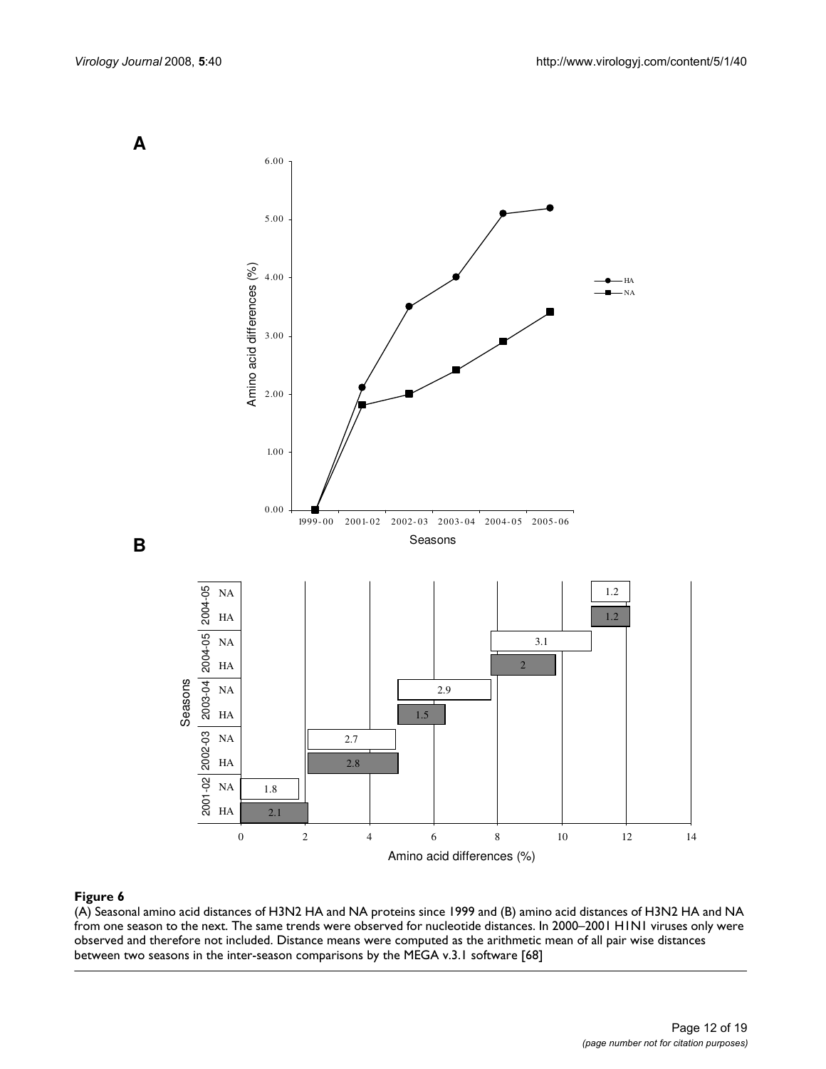**Figure 6**

(A) Seasonal amino acid distances of H3N2 HA and NA proteins since 1999 and (B) amino acid distances of H3N2 HA and NA from one season to the next. The same trends were observed for nucleotide distances. In 2000–2001 H1N1 viruses only were observed and therefore not included. Distance means were computed as the arithmetic mean of all pair wise distances between two seasons in the inter-season comparisons by the MEGA v.3.1 software [68]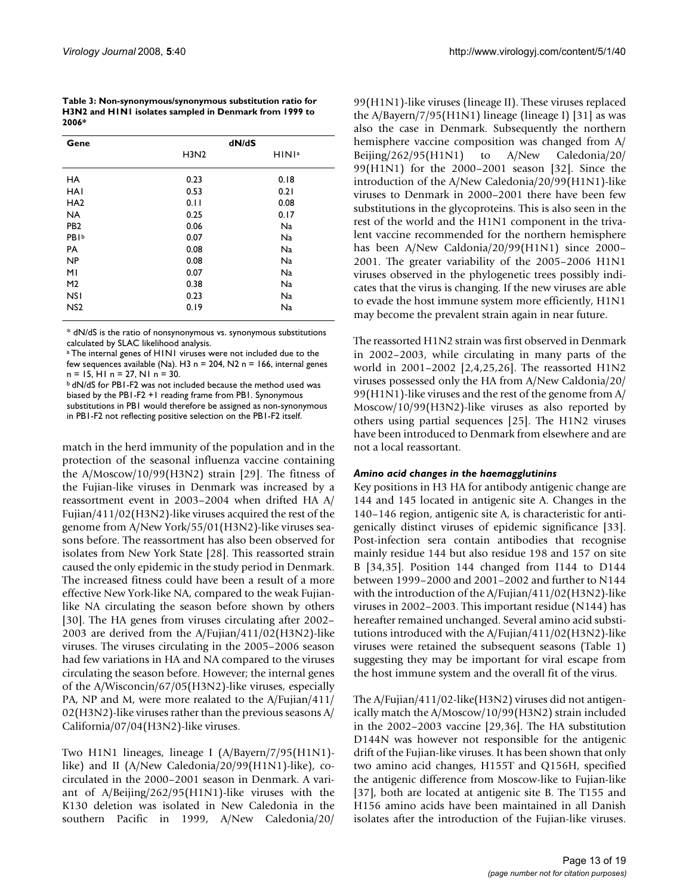**Table 3: Non-synonymous/synonymous substitution ratio for H3N2 and H1N1 isolates sampled in Denmark from 1999 to 2006***

| Gene | dN/dS | |
|---|---|---|
| | H3N2 | H1N1[a] |
| HA | 0.23 | 0.18 |
| HA1 | 0.53 | 0.21 |
| HA2 | 0.11 | 0.08 |
| NA | 0.25 | 0.17 |
| PB2 | 0.06 | Na |
| PB1[b] | 0.07 | Na |
| PA | 0.08 | Na |
| NP | 0.08 | Na |
| M1 | 0.07 | Na |
| M2 | 0.38 | Na |
| NS1 | 0.23 | Na |
| NS2 | 0.19 | Na |

* dN/dS is the ratio of nonsynonymous vs. synonymous substitutions calculated by SLAC likelihood analysis.
[a] The internal genes of H1N1 viruses were not included due to the few sequences available (Na). H3 n = 204, N2 n = 166, internal genes n = 15, H1 n = 27, N1 n = 30.
[b] dN/dS for PB1-F2 was not included because the method used was biased by the PB1-F2 +1 reading frame from PB1. Synonymous substitutions in PB1 would therefore be assigned as non-synonymous in PB1-F2 not reflecting positive selection on the PB1-F2 itself.

match in the herd immunity of the population and in the protection of the seasonal influenza vaccine containing the A/Moscow/10/99(H3N2) strain [29]. The fitness of the Fujian-like viruses in Denmark was increased by a reassortment event in 2003–2004 when drifted HA A/Fujian/411/02(H3N2)-like viruses acquired the rest of the genome from A/New York/55/01(H3N2)-like viruses seasons before. The reassortment has also been observed for isolates from New York State [28]. This reassorted strain caused the only epidemic in the study period in Denmark. The increased fitness could have been a result of a more effective New York-like NA, compared to the weak Fujian-like NA circulating the season before shown by others [30]. The HA genes from viruses circulating after 2002–2003 are derived from the A/Fujian/411/02(H3N2)-like viruses. The viruses circulating in the 2005–2006 season had few variations in HA and NA compared to the viruses circulating the season before. However; the internal genes of the A/Wisconcin/67/05(H3N2)-like viruses, especially PA, NP and M, were more realated to the A/Fujian/411/02(H3N2)-like viruses rather than the previous seasons A/California/07/04(H3N2)-like viruses.

Two H1N1 lineages, lineage I (A/Bayern/7/95(H1N1)-like) and II (A/New Caledonia/20/99(H1N1)-like), co-circulated in the 2000–2001 season in Denmark. A variant of A/Beijing/262/95(H1N1)-like viruses with the K130 deletion was isolated in New Caledonia in the southern Pacific in 1999, A/New Caledonia/20/99(H1N1)-like viruses (lineage II). These viruses replaced the A/Bayern/7/95(H1N1) lineage (lineage I) [31] as was also the case in Denmark. Subsequently the northern hemisphere vaccine composition was changed from A/Beijing/262/95(H1N1) to A/New Caledonia/20/99(H1N1) for the 2000–2001 season [32]. Since the introduction of the A/New Caledonia/20/99(H1N1)-like viruses to Denmark in 2000–2001 there have been few substitutions in the glycoproteins. This is also seen in the rest of the world and the H1N1 component in the trivalent vaccine recommended for the northern hemisphere has been A/New Caldonia/20/99(H1N1) since 2000–2001. The greater variability of the 2005–2006 H1N1 viruses observed in the phylogenetic trees possibly indicates that the virus is changing. If the new viruses are able to evade the host immune system more efficiently, H1N1 may become the prevalent strain again in near future.

The reassorted H1N2 strain was first observed in Denmark in 2002–2003, while circulating in many parts of the world in 2001–2002 [2,4,25,26]. The reassorted H1N2 viruses possessed only the HA from A/New Caldonia/20/99(H1N1)-like viruses and the rest of the genome from A/Moscow/10/99(H3N2)-like viruses as also reported by others using partial sequences [25]. The H1N2 viruses have been introduced to Denmark from elsewhere and are not a local reassortant.

### *Amino acid changes in the haemagglutinins*

Key positions in H3 HA for antibody antigenic change are 144 and 145 located in antigenic site A. Changes in the 140–146 region, antigenic site A, is characteristic for antigenically distinct viruses of epidemic significance [33]. Post-infection sera contain antibodies that recognise mainly residue 144 but also residue 198 and 157 on site B [34,35]. Position 144 changed from I144 to D144 between 1999–2000 and 2001–2002 and further to N144 with the introduction of the A/Fujian/411/02(H3N2)-like viruses in 2002–2003. This important residue (N144) has hereafter remained unchanged. Several amino acid substitutions introduced with the A/Fujian/411/02(H3N2)-like viruses were retained the subsequent seasons (Table 1) suggesting they may be important for viral escape from the host immune system and the overall fit of the virus.

The A/Fujian/411/02-like(H3N2) viruses did not antigenically match the A/Moscow/10/99(H3N2) strain included in the 2002–2003 vaccine [29,36]. The HA substitution D144N was however not responsible for the antigenic drift of the Fujian-like viruses. It has been shown that only two amino acid changes, H155T and Q156H, specified the antigenic difference from Moscow-like to Fujian-like [37], both are located at antigenic site B. The T155 and H156 amino acids have been maintained in all Danish isolates after the introduction of the Fujian-like viruses.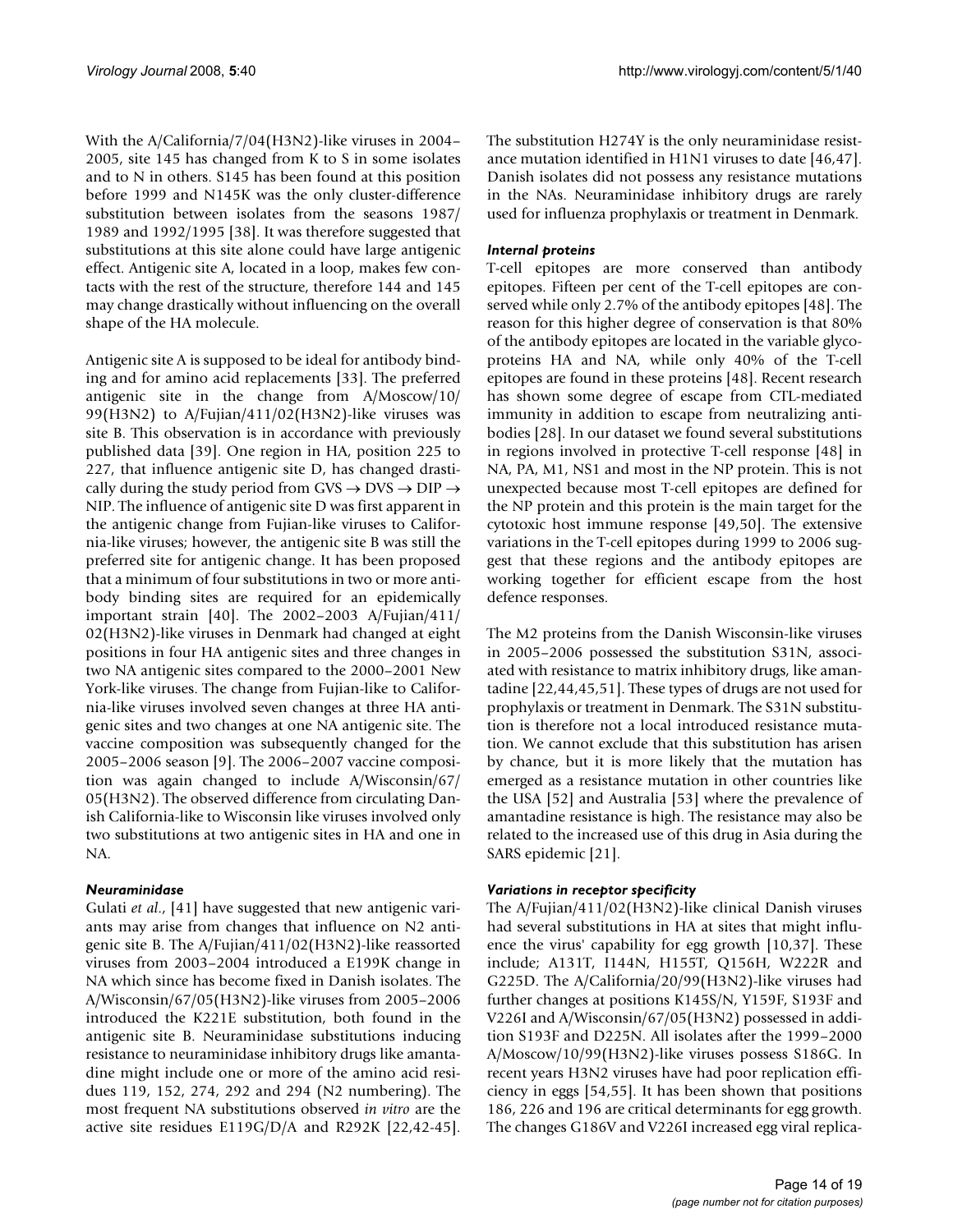With the A/California/7/04(H3N2)-like viruses in 2004–2005, site 145 has changed from K to S in some isolates and to N in others. S145 has been found at this position before 1999 and N145K was the only cluster-difference substitution between isolates from the seasons 1987/1989 and 1992/1995 [38]. It was therefore suggested that substitutions at this site alone could have large antigenic effect. Antigenic site A, located in a loop, makes few contacts with the rest of the structure, therefore 144 and 145 may change drastically without influencing on the overall shape of the HA molecule.

Antigenic site A is supposed to be ideal for antibody binding and for amino acid replacements [33]. The preferred antigenic site in the change from A/Moscow/10/99(H3N2) to A/Fujian/411/02(H3N2)-like viruses was site B. This observation is in accordance with previously published data [39]. One region in HA, position 225 to 227, that influence antigenic site D, has changed drastically during the study period from GVS → DVS → DIP → NIP. The influence of antigenic site D was first apparent in the antigenic change from Fujian-like viruses to California-like viruses; however, the antigenic site B was still the preferred site for antigenic change. It has been proposed that a minimum of four substitutions in two or more antibody binding sites are required for an epidemically important strain [40]. The 2002–2003 A/Fujian/411/02(H3N2)-like viruses in Denmark had changed at eight positions in four HA antigenic sites and three changes in two NA antigenic sites compared to the 2000–2001 New York-like viruses. The change from Fujian-like to California-like viruses involved seven changes at three HA antigenic sites and two changes at one NA antigenic site. The vaccine composition was subsequently changed for the 2005–2006 season [9]. The 2006–2007 vaccine composition was again changed to include A/Wisconsin/67/05(H3N2). The observed difference from circulating Danish California-like to Wisconsin like viruses involved only two substitutions at two antigenic sites in HA and one in NA.

### *Neuraminidase*

Gulati *et al.*, [41] have suggested that new antigenic variants may arise from changes that influence on N2 antigenic site B. The A/Fujian/411/02(H3N2)-like reassorted viruses from 2003–2004 introduced a E199K change in NA which since has become fixed in Danish isolates. The A/Wisconsin/67/05(H3N2)-like viruses from 2005–2006 introduced the K221E substitution, both found in the antigenic site B. Neuraminidase substitutions inducing resistance to neuraminidase inhibitory drugs like amantadine might include one or more of the amino acid residues 119, 152, 274, 292 and 294 (N2 numbering). The most frequent NA substitutions observed *in vitro* are the active site residues E119G/D/A and R292K [22,42-45]. The substitution H274Y is the only neuraminidase resistance mutation identified in H1N1 viruses to date [46,47]. Danish isolates did not possess any resistance mutations in the NAs. Neuraminidase inhibitory drugs are rarely used for influenza prophylaxis or treatment in Denmark.

### *Internal proteins*

T-cell epitopes are more conserved than antibody epitopes. Fifteen per cent of the T-cell epitopes are conserved while only 2.7% of the antibody epitopes [48]. The reason for this higher degree of conservation is that 80% of the antibody epitopes are located in the variable glycoproteins HA and NA, while only 40% of the T-cell epitopes are found in these proteins [48]. Recent research has shown some degree of escape from CTL-mediated immunity in addition to escape from neutralizing antibodies [28]. In our dataset we found several substitutions in regions involved in protective T-cell response [48] in NA, PA, M1, NS1 and most in the NP protein. This is not unexpected because most T-cell epitopes are defined for the NP protein and this protein is the main target for the cytotoxic host immune response [49,50]. The extensive variations in the T-cell epitopes during 1999 to 2006 suggest that these regions and the antibody epitopes are working together for efficient escape from the host defence responses.

The M2 proteins from the Danish Wisconsin-like viruses in 2005–2006 possessed the substitution S31N, associated with resistance to matrix inhibitory drugs, like amantadine [22,44,45,51]. These types of drugs are not used for prophylaxis or treatment in Denmark. The S31N substitution is therefore not a local introduced resistance mutation. We cannot exclude that this substitution has arisen by chance, but it is more likely that the mutation has emerged as a resistance mutation in other countries like the USA [52] and Australia [53] where the prevalence of amantadine resistance is high. The resistance may also be related to the increased use of this drug in Asia during the SARS epidemic [21].

### *Variations in receptor specificity*

The A/Fujian/411/02(H3N2)-like clinical Danish viruses had several substitutions in HA at sites that might influence the virus' capability for egg growth [10,37]. These include; A131T, I144N, H155T, Q156H, W222R and G225D. The A/California/20/99(H3N2)-like viruses had further changes at positions K145S/N, Y159F, S193F and V226I and A/Wisconsin/67/05(H3N2) possessed in addition S193F and D225N. All isolates after the 1999–2000 A/Moscow/10/99(H3N2)-like viruses possess S186G. In recent years H3N2 viruses have had poor replication efficiency in eggs [54,55]. It has been shown that positions 186, 226 and 196 are critical determinants for egg growth. The changes G186V and V226I increased egg viral replica-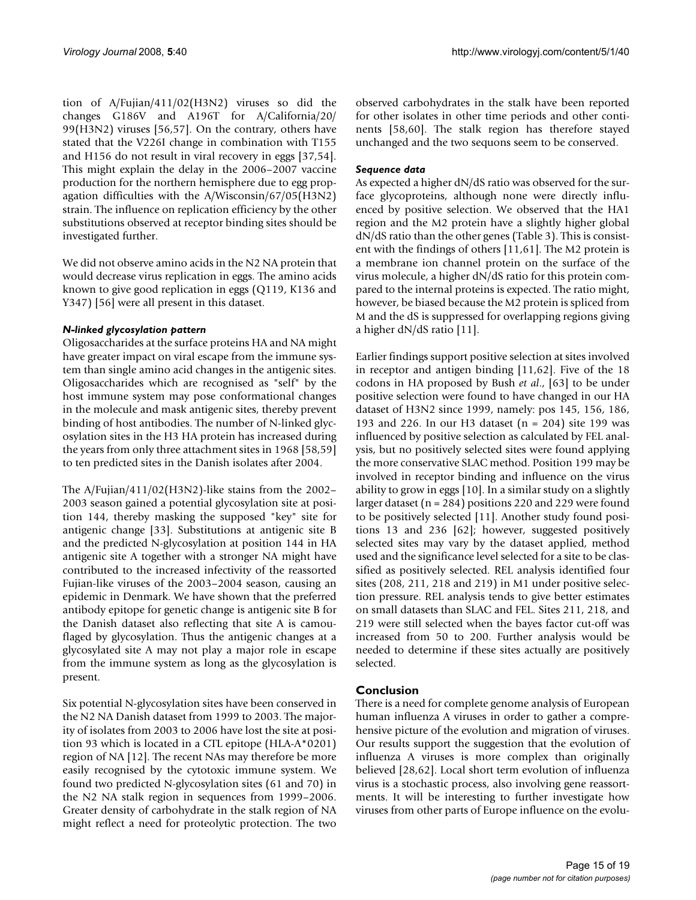tion of A/Fujian/411/02(H3N2) viruses so did the changes G186V and A196T for A/California/20/99(H3N2) viruses [56,57]. On the contrary, others have stated that the V226I change in combination with T155 and H156 do not result in viral recovery in eggs [37,54]. This might explain the delay in the 2006–2007 vaccine production for the northern hemisphere due to egg propagation difficulties with the A/Wisconsin/67/05(H3N2) strain. The influence on replication efficiency by the other substitutions observed at receptor binding sites should be investigated further.

We did not observe amino acids in the N2 NA protein that would decrease virus replication in eggs. The amino acids known to give good replication in eggs (Q119, K136 and Y347) [56] were all present in this dataset.

### *N-linked glycosylation pattern*

Oligosaccharides at the surface proteins HA and NA might have greater impact on viral escape from the immune system than single amino acid changes in the antigenic sites. Oligosaccharides which are recognised as "self" by the host immune system may pose conformational changes in the molecule and mask antigenic sites, thereby prevent binding of host antibodies. The number of N-linked glycosylation sites in the H3 HA protein has increased during the years from only three attachment sites in 1968 [58,59] to ten predicted sites in the Danish isolates after 2004.

The A/Fujian/411/02(H3N2)-like stains from the 2002–2003 season gained a potential glycosylation site at position 144, thereby masking the supposed "key" site for antigenic change [33]. Substitutions at antigenic site B and the predicted N-glycosylation at position 144 in HA antigenic site A together with a stronger NA might have contributed to the increased infectivity of the reassorted Fujian-like viruses of the 2003–2004 season, causing an epidemic in Denmark. We have shown that the preferred antibody epitope for genetic change is antigenic site B for the Danish dataset also reflecting that site A is camouflaged by glycosylation. Thus the antigenic changes at a glycosylated site A may not play a major role in escape from the immune system as long as the glycosylation is present.

Six potential N-glycosylation sites have been conserved in the N2 NA Danish dataset from 1999 to 2003. The majority of isolates from 2003 to 2006 have lost the site at position 93 which is located in a CTL epitope (HLA-A*0201) region of NA [12]. The recent NAs may therefore be more easily recognised by the cytotoxic immune system. We found two predicted N-glycosylation sites (61 and 70) in the N2 NA stalk region in sequences from 1999–2006. Greater density of carbohydrate in the stalk region of NA might reflect a need for proteolytic protection. The two observed carbohydrates in the stalk have been reported for other isolates in other time periods and other continents [58,60]. The stalk region has therefore stayed unchanged and the two sequons seem to be conserved.

### *Sequence data*

As expected a higher dN/dS ratio was observed for the surface glycoproteins, although none were directly influenced by positive selection. We observed that the HA1 region and the M2 protein have a slightly higher global dN/dS ratio than the other genes (Table 3). This is consistent with the findings of others [11,61]. The M2 protein is a membrane ion channel protein on the surface of the virus molecule, a higher dN/dS ratio for this protein compared to the internal proteins is expected. The ratio might, however, be biased because the M2 protein is spliced from M and the dS is suppressed for overlapping regions giving a higher dN/dS ratio [11].

Earlier findings support positive selection at sites involved in receptor and antigen binding [11,62]. Five of the 18 codons in HA proposed by Bush *et al*., [63] to be under positive selection were found to have changed in our HA dataset of H3N2 since 1999, namely: pos 145, 156, 186, 193 and 226. In our H3 dataset ($n = 204$) site 199 was influenced by positive selection as calculated by FEL analysis, but no positively selected sites were found applying the more conservative SLAC method. Position 199 may be involved in receptor binding and influence on the virus ability to grow in eggs [10]. In a similar study on a slightly larger dataset ($n = 284$) positions 220 and 229 were found to be positively selected [11]. Another study found positions 13 and 236 [62]; however, suggested positively selected sites may vary by the dataset applied, method used and the significance level selected for a site to be classified as positively selected. REL analysis identified four sites (208, 211, 218 and 219) in M1 under positive selection pressure. REL analysis tends to give better estimates on small datasets than SLAC and FEL. Sites 211, 218, and 219 were still selected when the bayes factor cut-off was increased from 50 to 200. Further analysis would be needed to determine if these sites actually are positively selected.

## Conclusion

There is a need for complete genome analysis of European human influenza A viruses in order to gather a comprehensive picture of the evolution and migration of viruses. Our results support the suggestion that the evolution of influenza A viruses is more complex than originally believed [28,62]. Local short term evolution of influenza virus is a stochastic process, also involving gene reassortments. It will be interesting to further investigate how viruses from other parts of Europe influence on the evolu-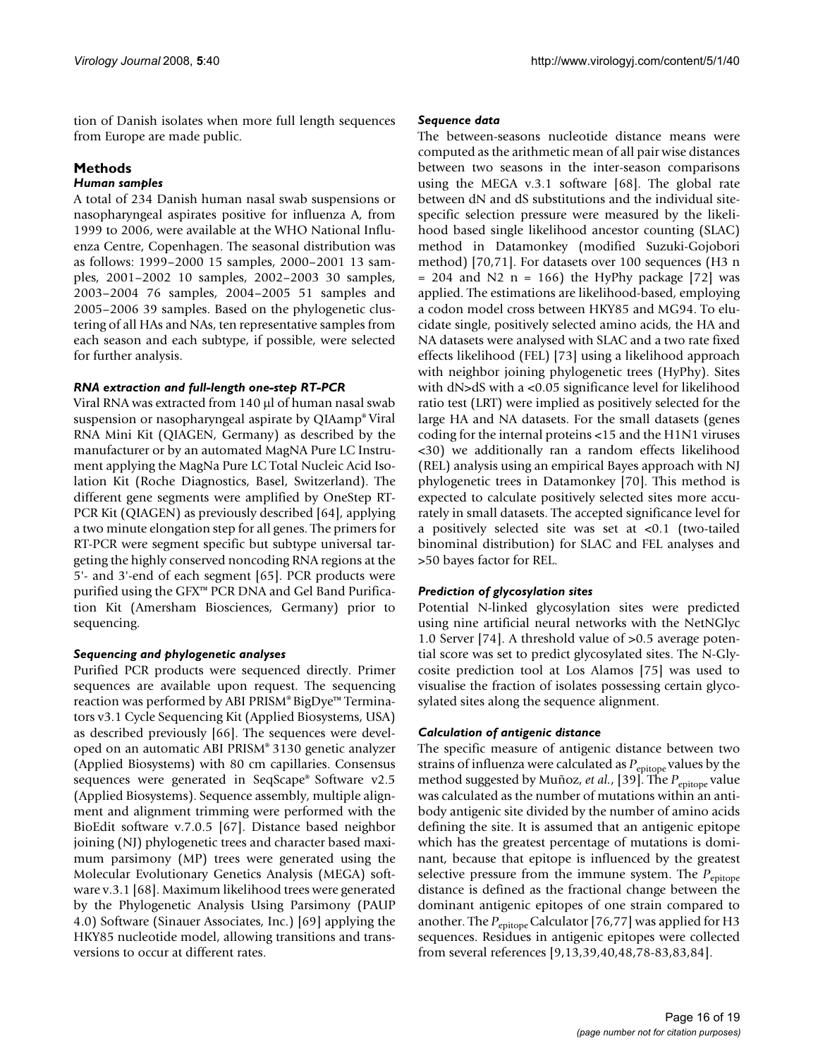tion of Danish isolates when more full length sequences from Europe are made public.

## Methods

### *Human samples*

A total of 234 Danish human nasal swab suspensions or nasopharyngeal aspirates positive for influenza A, from 1999 to 2006, were available at the WHO National Influenza Centre, Copenhagen. The seasonal distribution was as follows: 1999–2000 15 samples, 2000–2001 13 samples, 2001–2002 10 samples, 2002–2003 30 samples, 2003–2004 76 samples, 2004–2005 51 samples and 2005–2006 39 samples. Based on the phylogenetic clustering of all HAs and NAs, ten representative samples from each season and each subtype, if possible, were selected for further analysis.

### *RNA extraction and full-length one-step RT-PCR*

Viral RNA was extracted from 140 μl of human nasal swab suspension or nasopharyngeal aspirate by QIAamp® Viral RNA Mini Kit (QIAGEN, Germany) as described by the manufacturer or by an automated MagNA Pure LC Instrument applying the MagNa Pure LC Total Nucleic Acid Isolation Kit (Roche Diagnostics, Basel, Switzerland). The different gene segments were amplified by OneStep RT-PCR Kit (QIAGEN) as previously described [64], applying a two minute elongation step for all genes. The primers for RT-PCR were segment specific but subtype universal targeting the highly conserved noncoding RNA regions at the 5'- and 3'-end of each segment [65]. PCR products were purified using the GFX™ PCR DNA and Gel Band Purification Kit (Amersham Biosciences, Germany) prior to sequencing.

### *Sequencing and phylogenetic analyses*

Purified PCR products were sequenced directly. Primer sequences are available upon request. The sequencing reaction was performed by ABI PRISM® BigDye™ Terminators v3.1 Cycle Sequencing Kit (Applied Biosystems, USA) as described previously [66]. The sequences were developed on an automatic ABI PRISM® 3130 genetic analyzer (Applied Biosystems) with 80 cm capillaries. Consensus sequences were generated in SeqScape® Software v2.5 (Applied Biosystems). Sequence assembly, multiple alignment and alignment trimming were performed with the BioEdit software v.7.0.5 [67]. Distance based neighbor joining (NJ) phylogenetic trees and character based maximum parsimony (MP) trees were generated using the Molecular Evolutionary Genetics Analysis (MEGA) software v.3.1 [68]. Maximum likelihood trees were generated by the Phylogenetic Analysis Using Parsimony (PAUP 4.0) Software (Sinauer Associates, Inc.) [69] applying the HKY85 nucleotide model, allowing transitions and transversions to occur at different rates.

### *Sequence data*

The between-seasons nucleotide distance means were computed as the arithmetic mean of all pair wise distances between two seasons in the inter-season comparisons using the MEGA v.3.1 software [68]. The global rate between dN and dS substitutions and the individual site-specific selection pressure were measured by the likelihood based single likelihood ancestor counting (SLAC) method in Datamonkey (modified Suzuki-Gojobori method) [70,71]. For datasets over 100 sequences (H3 n = 204 and N2 n = 166) the HyPhy package [72] was applied. The estimations are likelihood-based, employing a codon model cross between HKY85 and MG94. To elucidate single, positively selected amino acids, the HA and NA datasets were analysed with SLAC and a two rate fixed effects likelihood (FEL) [73] using a likelihood approach with neighbor joining phylogenetic trees (HyPhy). Sites with dN>dS with a <0.05 significance level for likelihood ratio test (LRT) were implied as positively selected for the large HA and NA datasets. For the small datasets (genes coding for the internal proteins <15 and the H1N1 viruses <30) we additionally ran a random effects likelihood (REL) analysis using an empirical Bayes approach with NJ phylogenetic trees in Datamonkey [70]. This method is expected to calculate positively selected sites more accurately in small datasets. The accepted significance level for a positively selected site was set at <0.1 (two-tailed binominal distribution) for SLAC and FEL analyses and >50 bayes factor for REL.

### *Prediction of glycosylation sites*

Potential N-linked glycosylation sites were predicted using nine artificial neural networks with the NetNGlyc 1.0 Server [74]. A threshold value of >0.5 average potential score was set to predict glycosylated sites. The N-Glycosite prediction tool at Los Alamos [75] was used to visualise the fraction of isolates possessing certain glycosylated sites along the sequence alignment.

### *Calculation of antigenic distance*

The specific measure of antigenic distance between two strains of influenza were calculated as $P_{\text{epitope}}$ values by the method suggested by Muñoz, *et al.*, [39]. The $P_{\text{epitope}}$ value was calculated as the number of mutations within an antibody antigenic site divided by the number of amino acids defining the site. It is assumed that an antigenic epitope which has the greatest percentage of mutations is dominant, because that epitope is influenced by the greatest selective pressure from the immune system. The $P_{\text{epitope}}$ distance is defined as the fractional change between the dominant antigenic epitopes of one strain compared to another. The $P_{\text{epitope}}$ Calculator [76,77] was applied for H3 sequences. Residues in antigenic epitopes were collected from several references [9,13,39,40,48,78-83,83,84].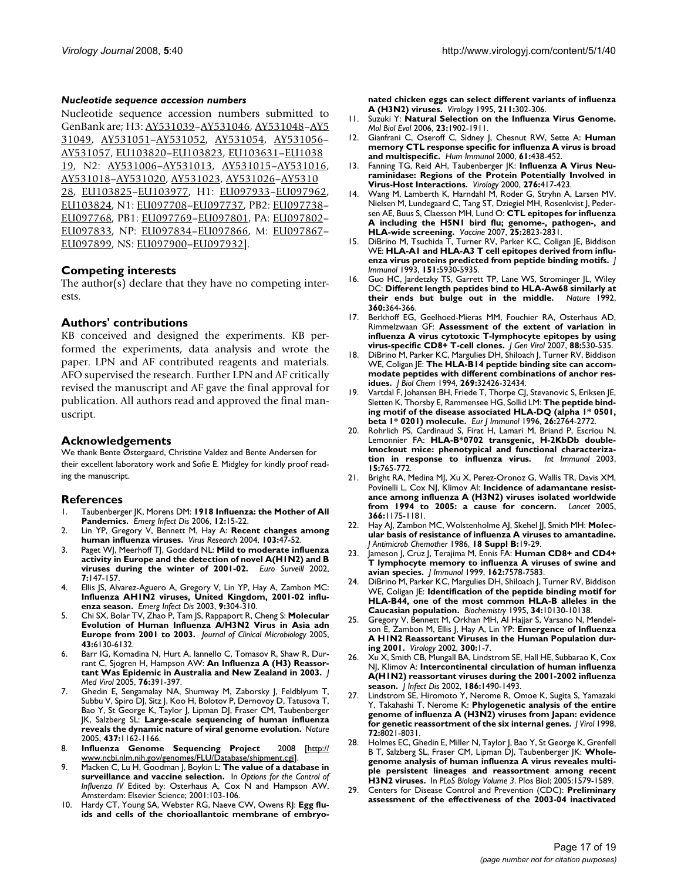### *Nucleotide sequence accession numbers*

Nucleotide sequence accession numbers submitted to GenBank are; H3: AY531039–AY531046, AY531048–AY531049, AY531051–AY531052, AY531054, AY531056–AY531057, EU103820–EU103823, EU103631–EU103819, N2: AY531006–AY531013, AY531015–AY531016, AY531018–AY531020, AY531023, AY531026–AY531028, EU103825–EU103977, H1: EU097933–EU097962, EU103824, N1: EU097708–EU097737, PB2: EU097738–EU097768, PB1: EU097769–EU097801, PA: EU097802–EU097833, NP: EU097834–EU097866, M: EU097867–EU097899, NS: EU097900–EU097932].

## Competing interests

The author(s) declare that they have no competing interests.

## Authors' contributions

KB conceived and designed the experiments. KB performed the experiments, data analysis and wrote the paper. LPN and AF contributed reagents and materials. AFO supervised the research. Further LPN and AF critically revised the manuscript and AF gave the final approval for publication. All authors read and approved the final manuscript.

## Acknowledgements

We thank Bente Østergaard, Christine Valdez and Bente Andersen for their excellent laboratory work and Sofie E. Midgley for kindly proof reading the manuscript.

## References

1. Taubenberger JK, Morens DM: **1918 Influenza: the Mother of All Pandemics.** *Emerg Infect Dis* 2006, **12:**15-22.
2. Lin YP, Gregory V, Bennett M, Hay A: **Recent changes among human influenza viruses.** *Virus Research* 2004, **103:**47-52.
3. Paget WJ, Meerhoff TJ, Goddard NL: **Mild to moderate influenza activity in Europe and the detection of novel A(H1N2) and B viruses during the winter of 2001-02.** *Euro Surveill* 2002, **7:**147-157.
4. Ellis JS, Alvarez-Aguero A, Gregory V, Lin YP, Hay A, Zambon MC: **Influenza AH1N2 viruses, United Kingdom, 2001-02 influenza season.** *Emerg Infect Dis* 2003, **9:**304-310.
5. Chi SX, Bolar TV, Zhao P, Tam JS, Rappaport R, Cheng S: **Molecular Evolution of Human Influenza A/H3N2 Virus in Asia adn Europe from 2001 to 2003.** *Journal of Clinical Microbiology* 2005, **43:**6130-6132.
6. Barr IG, Komadina N, Hurt A, Iannello C, Tomasov R, Shaw R, Durrant C, Sjogren H, Hampson AW: **An Influenza A (H3) Reassortant Was Epidemic in Australia and New Zealand in 2003.** *J Med Virol* 2005, **76:**391-397.
7. Ghedin E, Sengamalay NA, Shumway M, Zaborsky J, Feldblyum T, Subbu V, Spiro DJ, Sitz J, Koo H, Bolotov P, Dernovoy D, Tatusova T, Bao Y, St George K, Taylor J, Lipman DJ, Fraser CM, Taubenberger JK, Salzberg SL: **Large-scale sequencing of human influenza reveals the dynamic nature of viral genome evolution.** *Nature* 2005, **437:**1162-1166.
8. **Influenza Genome Sequencing Project** 2008 [http://www.ncbi.nlm.nih.gov/genomes/FLU/Database/shipment.cgi].
9. Macken C, Lu H, Goodman J, Boykin L: **The value of a database in surveillance and vaccine selection.** In *Options for the Control of Influenza IV* Edited by: Osterhaus A, Cox N and Hampson AW. Amsterdam: Elsevier Science; 2001:103-106.
10. Hardy CT, Young SA, Webster RG, Naeve CW, Owens RJ: **Egg fluids and cells of the chorioallantoic membrane of embryonated chicken eggs can select different variants of influenza A (H3N2) viruses.** *Virology* 1995, **211:**302-306.
11. Suzuki Y: **Natural Selection on the Influenza Virus Genome.** *Mol Biol Evol* 2006, **23:**1902-1911.
12. Gianfrani C, Oseroff C, Sidney J, Chesnut RW, Sette A: **Human memory CTL response specific for influenza A virus is broad and multispecific.** *Hum Immunol* 2000, **61:**438-452.
13. Fanning TG, Reid AH, Taubenberger JK: **Influenza A Virus Neuraminidase: Regions of the Protein Potentially Involved in Virus-Host Interactions.** *Virology* 2000, **276:**417-423.
14. Wang M, Lamberth K, Harndahl M, Roder G, Stryhn A, Larsen MV, Nielsen M, Lundegaard C, Tang ST, Dziegiel MH, Rosenkvist J, Pedersen AE, Buus S, Claesson MH, Lund O: **CTL epitopes for influenza A including the H5N1 bird flu; genome-, pathogen-, and HLA-wide screening.** *Vaccine* 2007, **25:**2823-2831.
15. DiBrino M, Tsuchida T, Turner RV, Parker KC, Coligan JE, Biddison WE: **HLA-A1 and HLA-A3 T cell epitopes derived from influenza virus proteins predicted from peptide binding motifs.** *J Immunol* 1993, **151:**5930-5935.
16. Guo HC, Jardetzky TS, Garrett TP, Lane WS, Strominger JL, Wiley DC: **Different length peptides bind to HLA-Aw68 similarly at their ends but bulge out in the middle.** *Nature* 1992, **360:**364-366.
17. Berkhoff EG, Geelhoed-Mieras MM, Fouchier RA, Osterhaus AD, Rimmelzwaan GF: **Assessment of the extent of variation in influenza A virus cytotoxic T-lymphocyte epitopes by using virus-specific CD8+ T-cell clones.** *J Gen Virol* 2007, **88:**530-535.
18. DiBrino M, Parker KC, Margulies DH, Shiloach J, Turner RV, Biddison WE, Coligan JE: **The HLA-B14 peptide binding site can accommodate peptides with different combinations of anchor residues.** *J Biol Chem* 1994, **269:**32426-32434.
19. Vartdal F, Johansen BH, Friede T, Thorpe CJ, Stevanovic S, Eriksen JE, Sletten K, Thorsby E, Rammensee HG, Sollid LM: **The peptide binding motif of the disease associated HLA-DQ (alpha 1* 0501, beta 1* 0201) molecule.** *Eur J Immunol* 1996, **26:**2764-2772.
20. Rohrlich PS, Cardinaud S, Firat H, Lamari M, Briand P, Escriou N, Lemonnier FA: **HLA-B*0702 transgenic, H-2KbDb double-knockout mice: phenotypical and functional characterization in response to influenza virus.** *Int Immunol* 2003, **15:**765-772.
21. Bright RA, Medina MJ, Xu X, Perez-Oronoz G, Wallis TR, Davis XM, Povinelli L, Cox NJ, Klimov AI: **Incidence of adamantane resistance among influenza A (H3N2) viruses isolated worldwide from 1994 to 2005: a cause for concern.** *Lancet* 2005, **366:**1175-1181.
22. Hay AJ, Zambon MC, Wolstenholme AJ, Skehel JJ, Smith MH: **Molecular basis of resistance of influenza A viruses to amantadine.** *J Antimicrob Chemother* 1986, **18 Suppl B:**19-29.
23. Jameson J, Cruz J, Terajima M, Ennis FA: **Human CD8+ and CD4+ T lymphocyte memory to influenza A viruses of swine and avian species.** *J Immunol* 1999, **162:**7578-7583.
24. DiBrino M, Parker KC, Margulies DH, Shiloach J, Turner RV, Biddison WE, Coligan JE: **Identification of the peptide binding motif for HLA-B44, one of the most common HLA-B alleles in the Caucasian population.** *Biochemistry* 1995, **34:**10130-10138.
25. Gregory V, Bennett M, Orkhan MH, Al Hajjar S, Varsano N, Mendelson E, Zambon M, Ellis J, Hay A, Lin YP: **Emergence of Influenza A H1N2 Reassortant Viruses in the Human Population during 2001.** *Virology* 2002, **300:**1-7.
26. Xu X, Smith CB, Mungall BA, Lindstrom SE, Hall HE, Subbarao K, Cox NJ, Klimov A: **Intercontinental circulation of human influenza A(H1N2) reassortant viruses during the 2001-2002 influenza season.** *J Infect Dis* 2002, **186:**1490-1493.
27. Lindstrom SE, Hiromoto Y, Nerome R, Omoe K, Sugita S, Yamazaki Y, Takahashi T, Nerome K: **Phylogenetic analysis of the entire genome of influenza A (H3N2) viruses from Japan: evidence for genetic reassortment of the six internal genes.** *J Virol* 1998, **72:**8021-8031.
28. Holmes EC, Ghedin E, Miller N, Taylor J, Bao Y, St George K, Grenfell B T, Salzberg SL, Fraser CM, Lipman DJ, Taubenberger JK: **Whole-genome analysis of human influenza A virus reveals multiple persistent lineages and reassortment among recent H3N2 viruses.** In *PLoS Biology Volume 3*. Plos Biol; 2005:1579-1589.
29. Centers for Disease Control and Prevention (CDC): **Preliminary assessment of the effectiveness of the 2003-04 inactivated**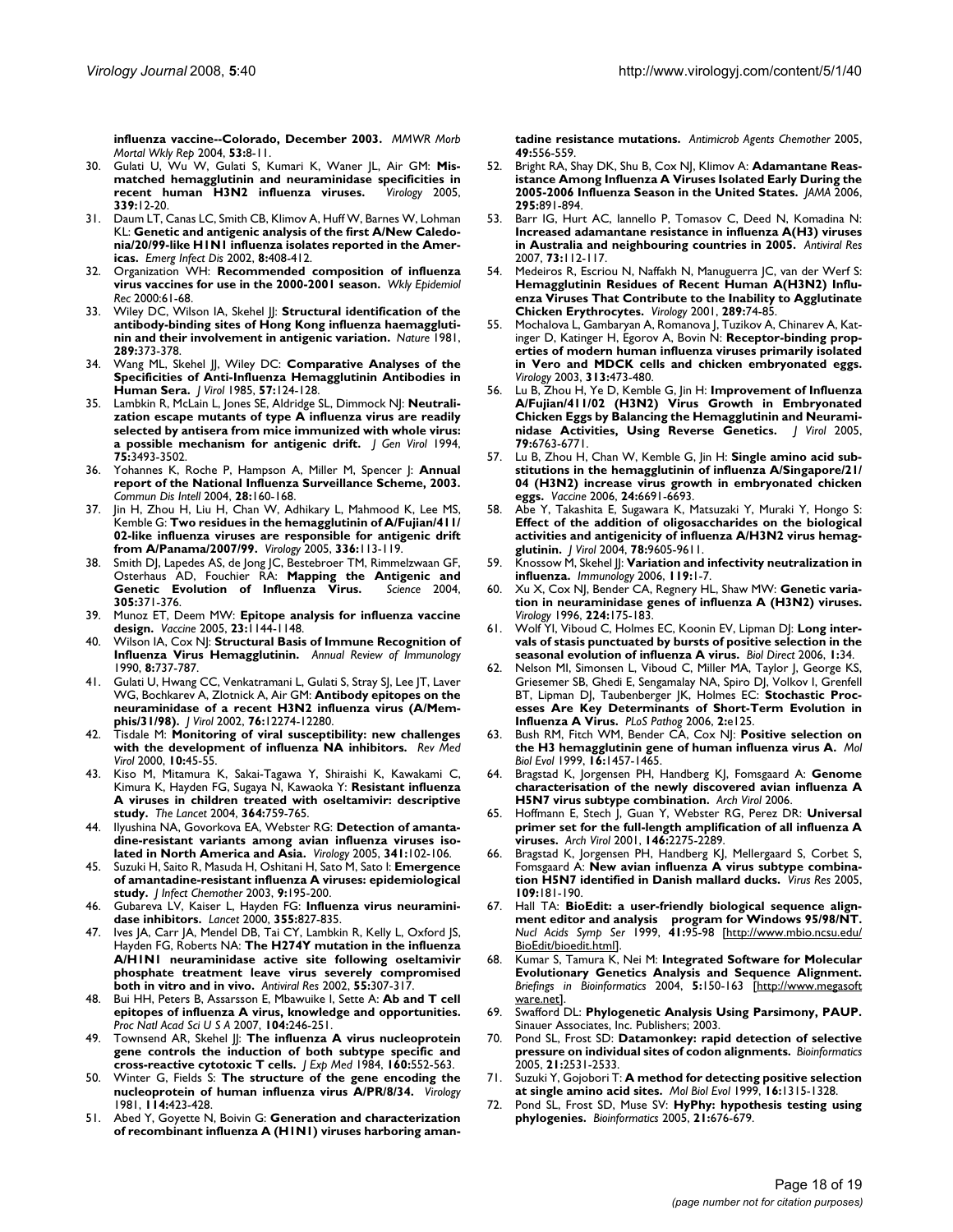**influenza vaccine--Colorado, December 2003.** *MMWR Morb Mortal Wkly Rep* 2004, **53:**8-11.

30. Gulati U, Wu W, Gulati S, Kumari K, Waner JL, Air GM: **Mismatched hemagglutinin and neuraminidase specificities in recent human H3N2 influenza viruses.** *Virology* 2005, **339:**12-20.
31. Daum LT, Canas LC, Smith CB, Klimov A, Huff W, Barnes W, Lohman KL: **Genetic and antigenic analysis of the first A/New Caledonia/20/99-like H1N1 influenza isolates reported in the Americas.** *Emerg Infect Dis* 2002, **8:**408-412.
32. Organization WH: **Recommended composition of influenza virus vaccines for use in the 2000-2001 season.** *Wkly Epidemiol Rec* 2000:61-68.
33. Wiley DC, Wilson IA, Skehel JJ: **Structural identification of the antibody-binding sites of Hong Kong influenza haemagglutinin and their involvement in antigenic variation.** *Nature* 1981, **289:**373-378.
34. Wang ML, Skehel JJ, Wiley DC: **Comparative Analyses of the Specificities of Anti-Influenza Hemagglutinin Antibodies in Human Sera.** *J Virol* 1985, **57:**124-128.
35. Lambkin R, McLain L, Jones SE, Aldridge SL, Dimmock NJ: **Neutralization escape mutants of type A influenza virus are readily selected by antisera from mice immunized with whole virus: a possible mechanism for antigenic drift.** *J Gen Virol* 1994, **75:**3493-3502.
36. Yohannes K, Roche P, Hampson A, Miller M, Spencer J: **Annual report of the National Influenza Surveillance Scheme, 2003.** *Commun Dis Intell* 2004, **28:**160-168.
37. Jin H, Zhou H, Liu H, Chan W, Adhikary L, Mahmood K, Lee MS, Kemble G: **Two residues in the hemagglutinin of A/Fujian/411/02-like influenza viruses are responsible for antigenic drift from A/Panama/2007/99.** *Virology* 2005, **336:**113-119.
38. Smith DJ, Lapedes AS, de Jong JC, Bestebroer TM, Rimmelzwaan GF, Osterhaus AD, Fouchier RA: **Mapping the Antigenic and Genetic Evolution of Influenza Virus.** *Science* 2004, **305:**371-376.
39. Munoz ET, Deem MW: **Epitope analysis for influenza vaccine design.** *Vaccine* 2005, **23:**1144-1148.
40. Wilson IA, Cox NJ: **Structural Basis of Immune Recognition of Influenza Virus Hemagglutinin.** *Annual Review of Immunology* 1990, **8:**737-787.
41. Gulati U, Hwang CC, Venkatramani L, Gulati S, Stray SJ, Lee JT, Laver WG, Bochkarev A, Zlotnick A, Air GM: **Antibody epitopes on the neuraminidase of a recent H3N2 influenza virus (A/Memphis/31/98).** *J Virol* 2002, **76:**12274-12280.
42. Tisdale M: **Monitoring of viral susceptibility: new challenges with the development of influenza NA inhibitors.** *Rev Med Virol* 2000, **10:**45-55.
43. Kiso M, Mitamura K, Sakai-Tagawa Y, Shiraishi K, Kawakami C, Kimura K, Hayden FG, Sugaya N, Kawaoka Y: **Resistant influenza A viruses in children treated with oseltamivir: descriptive study.** *The Lancet* 2004, **364:**759-765.
44. Ilyushina NA, Govorkova EA, Webster RG: **Detection of amantadine-resistant variants among avian influenza viruses isolated in North America and Asia.** *Virology* 2005, **341:**102-106.
45. Suzuki H, Saito R, Masuda H, Oshitani H, Sato M, Sato I: **Emergence of amantadine-resistant influenza A viruses: epidemiological study.** *J Infect Chemother* 2003, **9:**195-200.
46. Gubareva LV, Kaiser L, Hayden FG: **Influenza virus neuraminidase inhibitors.** *Lancet* 2000, **355:**827-835.
47. Ives JA, Carr JA, Mendel DB, Tai CY, Lambkin R, Kelly L, Oxford JS, Hayden FG, Roberts NA: **The H274Y mutation in the influenza A/H1N1 neuraminidase active site following oseltamivir phosphate treatment leave virus severely compromised both in vitro and in vivo.** *Antiviral Res* 2002, **55:**307-317.
48. Bui HH, Peters B, Assarsson E, Mbawuike I, Sette A: **Ab and T cell epitopes of influenza A virus, knowledge and opportunities.** *Proc Natl Acad Sci U S A* 2007, **104:**246-251.
49. Townsend AR, Skehel JJ: **The influenza A virus nucleoprotein gene controls the induction of both subtype specific and cross-reactive cytotoxic T cells.** *J Exp Med* 1984, **160:**552-563.
50. Winter G, Fields S: **The structure of the gene encoding the nucleoprotein of human influenza virus A/PR/8/34.** *Virology* 1981, **114:**423-428.
51. Abed Y, Goyette N, Boivin G: **Generation and characterization of recombinant influenza A (H1N1) viruses harboring amantadine resistance mutations.** *Antimicrob Agents Chemother* 2005, **49:**556-559.
52. Bright RA, Shay DK, Shu B, Cox NJ, Klimov A: **Adamantane Resistance Among Influenza A Viruses Isolated Early During the 2005-2006 Influenza Season in the United States.** *JAMA* 2006, **295:**891-894.
53. Barr IG, Hurt AC, Iannello P, Tomasov C, Deed N, Komadina N: **Increased adamantane resistance in influenza A(H3) viruses in Australia and neighbouring countries in 2005.** *Antiviral Res* 2007, **73:**112-117.
54. Medeiros R, Escriou N, Naffakh N, Manuguerra JC, van der Werf S: **Hemagglutinin Residues of Recent Human A(H3N2) Influenza Viruses That Contribute to the Inability to Agglutinate Chicken Erythrocytes.** *Virology* 2001, **289:**74-85.
55. Mochalova L, Gambaryan A, Romanova J, Tuzikov A, Chinarev A, Katinger D, Katinger H, Egorov A, Bovin N: **Receptor-binding properties of modern human influenza viruses primarily isolated in Vero and MDCK cells and chicken embryonated eggs.** *Virology* 2003, **313:**473-480.
56. Lu B, Zhou H, Ye D, Kemble G, Jin H: **Improvement of Influenza A/Fujian/411/02 (H3N2) Virus Growth in Embryonated Chicken Eggs by Balancing the Hemagglutinin and Neuraminidase Activities, Using Reverse Genetics.** *J Virol* 2005, **79:**6763-6771.
57. Lu B, Zhou H, Chan W, Kemble G, Jin H: **Single amino acid substitutions in the hemagglutinin of influenza A/Singapore/21/04 (H3N2) increase virus growth in embryonated chicken eggs.** *Vaccine* 2006, **24:**6691-6693.
58. Abe Y, Takashita E, Sugawara K, Matsuzaki Y, Muraki Y, Hongo S: **Effect of the addition of oligosaccharides on the biological activities and antigenicity of influenza A/H3N2 virus hemagglutinin.** *J Virol* 2004, **78:**9605-9611.
59. Knossow M, Skehel JJ: **Variation and infectivity neutralization in influenza.** *Immunology* 2006, **119:**1-7.
60. Xu X, Cox NJ, Bender CA, Regnery HL, Shaw MW: **Genetic variation in neuraminidase genes of influenza A (H3N2) viruses.** *Virology* 1996, **224:**175-183.
61. Wolf YI, Viboud C, Holmes EC, Koonin EV, Lipman DJ: **Long intervals of stasis punctuated by bursts of positive selection in the seasonal evolution of influenza A virus.** *Biol Direct* 2006, **1:**34.
62. Nelson MI, Simonsen L, Viboud C, Miller MA, Taylor J, George KS, Griesemer SB, Ghedi E, Sengamalay NA, Spiro DJ, Volkov I, Grenfell BT, Lipman DJ, Taubenberger JK, Holmes EC: **Stochastic Processes Are Key Determinants of Short-Term Evolution in Influenza A Virus.** *PLoS Pathog* 2006, **2:**e125.
63. Bush RM, Fitch WM, Bender CA, Cox NJ: **Positive selection on the H3 hemagglutinin gene of human influenza virus A.** *Mol Biol Evol* 1999, **16:**1457-1465.
64. Bragstad K, Jorgensen PH, Handberg KJ, Fomsgaard A: **Genome characterisation of the newly discovered avian influenza A H5N7 virus subtype combination.** *Arch Virol* 2006.
65. Hoffmann E, Stech J, Guan Y, Webster RG, Perez DR: **Universal primer set for the full-length amplification of all influenza A viruses.** *Arch Virol* 2001, **146:**2275-2289.
66. Bragstad K, Jorgensen PH, Handberg KJ, Mellergaard S, Corbet S, Fomsgaard A: **New avian influenza A virus subtype combination H5N7 identified in Danish mallard ducks.** *Virus Res* 2005, **109:**181-190.
67. Hall TA: **BioEdit: a user-friendly biological sequence alignment editor and analysis program for Windows 95/98/NT.** *Nucl Acids Symp Ser* 1999, **41:**95-98 [http://www.mbio.ncsu.edu/BioEdit/bioedit.html].
68. Kumar S, Tamura K, Nei M: **Integrated Software for Molecular Evolutionary Genetics Analysis and Sequence Alignment.** *Briefings in Bioinformatics* 2004, **5:**150-163 [http://www.megasoftware.net].
69. Swafford DL: **Phylogenetic Analysis Using Parsimony, PAUP.** Sinauer Associates, Inc. Publishers; 2003.
70. Pond SL, Frost SD: **Datamonkey: rapid detection of selective pressure on individual sites of codon alignments.** *Bioinformatics* 2005, **21:**2531-2533.
71. Suzuki Y, Gojobori T: **A method for detecting positive selection at single amino acid sites.** *Mol Biol Evol* 1999, **16:**1315-1328.
72. Pond SL, Frost SD, Muse SV: **HyPhy: hypothesis testing using phylogenies.** *Bioinformatics* 2005, **21:**676-679.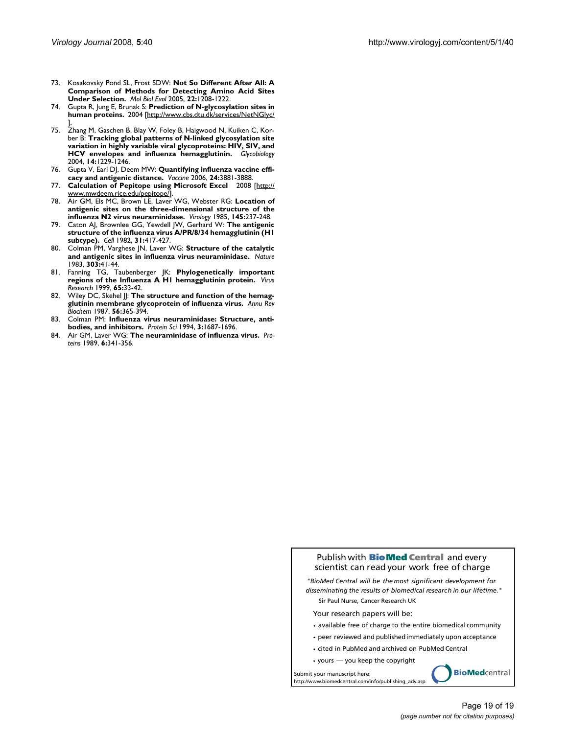73. Kosakovsky Pond SL, Frost SDW: **Not So Different After All: A Comparison of Methods for Detecting Amino Acid Sites Under Selection.** *Mol Biol Evol* 2005, **22:**1208-1222.
74. Gupta R, Jung E, Brunak S: **Prediction of N-glycosylation sites in human proteins.** 2004 [http://www.cbs.dtu.dk/services/NetNGlyc/].
75. Zhang M, Gaschen B, Blay W, Foley B, Haigwood N, Kuiken C, Korber B: **Tracking global patterns of N-linked glycosylation site variation in highly variable viral glycoproteins: HIV, SIV, and HCV envelopes and influenza hemagglutinin.** *Glycobiology* 2004, **14:**1229-1246.
76. Gupta V, Earl DJ, Deem MW: **Quantifying influenza vaccine efficacy and antigenic distance.** *Vaccine* 2006, **24:**3881-3888.
77. **Calculation of Pepitope using Microsoft Excel** 2008 [http://www.mwdeem.rice.edu/pepitope/].
78. Air GM, Els MC, Brown LE, Laver WG, Webster RG: **Location of antigenic sites on the three-dimensional structure of the influenza N2 virus neuraminidase.** *Virology* 1985, **145:**237-248.
79. Caton AJ, Brownlee GG, Yewdell JW, Gerhard W: **The antigenic structure of the influenza virus A/PR/8/34 hemagglutinin (H1 subtype).** *Cell* 1982, **31:**417-427.
80. Colman PM, Varghese JN, Laver WG: **Structure of the catalytic and antigenic sites in influenza virus neuraminidase.** *Nature* 1983, **303:**41-44.
81. Fanning TG, Taubenberger JK: **Phylogenetically important regions of the Influenza A H1 hemagglutinin protein.** *Virus Research* 1999, **65:**33-42.
82. Wiley DC, Skehel JJ: **The structure and function of the hemagglutinin membrane glycoprotein of influenza virus.** *Annu Rev Biochem* 1987, **56:**365-394.
83. Colman PM: **Influenza virus neuraminidase: Structure, antibodies, and inhibitors.** *Protein Sci* 1994, **3:**1687-1696.
84. Air GM, Laver WG: **The neuraminidase of influenza virus.** *Proteins* 1989, **6:**341-356.

Publish with **BioMed Central** and every scientist can read your work free of charge

*"BioMed Central will be the most significant development for disseminating the results of biomedical research in our lifetime."*
Sir Paul Nurse, Cancer Research UK

Your research papers will be:

- available free of charge to the entire biomedical community
- peer reviewed and published immediately upon acceptance
- cited in PubMed and archived on PubMed Central
- yours — you keep the copyright

Submit your manuscript here:
http://www.biomedcentral.com/info/publishing_adv.asp

**BioMed**central